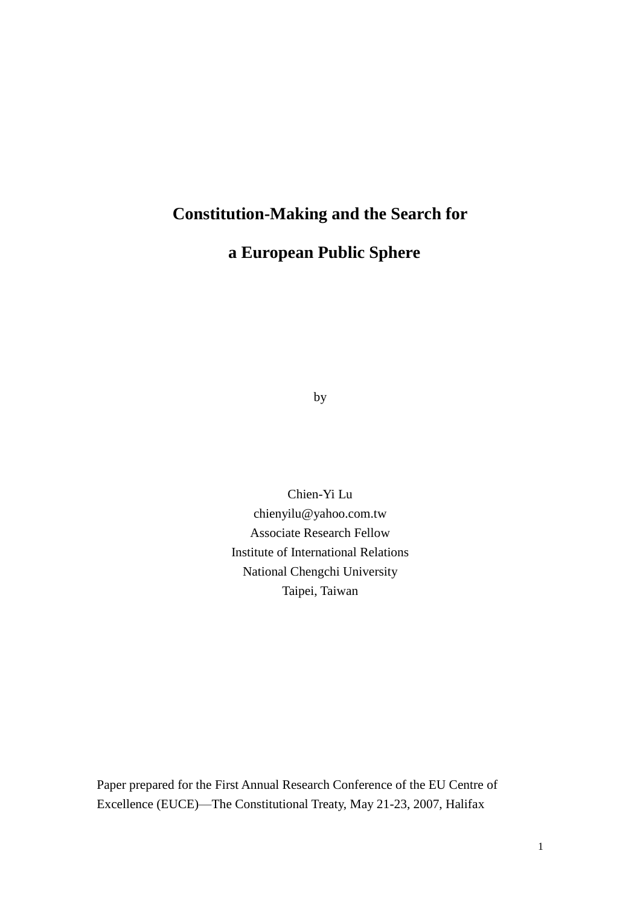# Constitution-Making and the Search for a European Public Sphere

by

Chien-Yi Lu
chienyilu@yahoo.com.tw
Associate Research Fellow
Institute of International Relations
National Chengchi University
Taipei, Taiwan

Paper prepared for the First Annual Research Conference of the EU Centre of Excellence (EUCE)—The Constitutional Treaty, May 21-23, 2007, Halifax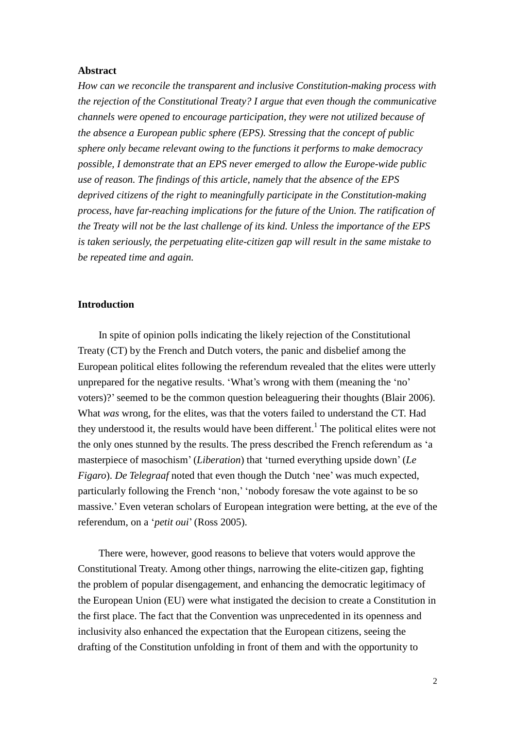**Abstract**

*How can we reconcile the transparent and inclusive Constitution-making process with the rejection of the Constitutional Treaty? I argue that even though the communicative channels were opened to encourage participation, they were not utilized because of the absence a European public sphere (EPS). Stressing that the concept of public sphere only became relevant owing to the functions it performs to make democracy possible, I demonstrate that an EPS never emerged to allow the Europe-wide public use of reason. The findings of this article, namely that the absence of the EPS deprived citizens of the right to meaningfully participate in the Constitution-making process, have far-reaching implications for the future of the Union. The ratification of the Treaty will not be the last challenge of its kind. Unless the importance of the EPS is taken seriously, the perpetuating elite-citizen gap will result in the same mistake to be repeated time and again.*

**Introduction**

In spite of opinion polls indicating the likely rejection of the Constitutional Treaty (CT) by the French and Dutch voters, the panic and disbelief among the European political elites following the referendum revealed that the elites were utterly unprepared for the negative results. 'What's wrong with them (meaning the 'no' voters)?' seemed to be the common question beleaguering their thoughts (Blair 2006). What *was* wrong, for the elites, was that the voters failed to understand the CT. Had they understood it, the results would have been different.[1] The political elites were not the only ones stunned by the results. The press described the French referendum as 'a masterpiece of masochism' (*Liberation*) that 'turned everything upside down' (*Le Figaro*). *De Telegraaf* noted that even though the Dutch 'nee' was much expected, particularly following the French 'non,' 'nobody foresaw the vote against to be so massive.' Even veteran scholars of European integration were betting, at the eve of the referendum, on a '*petit oui*' (Ross 2005).

There were, however, good reasons to believe that voters would approve the Constitutional Treaty. Among other things, narrowing the elite-citizen gap, fighting the problem of popular disengagement, and enhancing the democratic legitimacy of the European Union (EU) were what instigated the decision to create a Constitution in the first place. The fact that the Convention was unprecedented in its openness and inclusivity also enhanced the expectation that the European citizens, seeing the drafting of the Constitution unfolding in front of them and with the opportunity to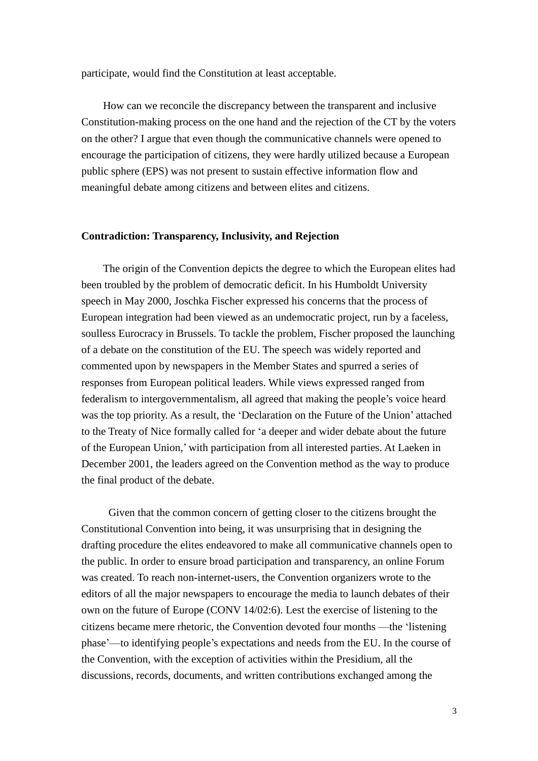participate, would find the Constitution at least acceptable.

How can we reconcile the discrepancy between the transparent and inclusive Constitution-making process on the one hand and the rejection of the CT by the voters on the other? I argue that even though the communicative channels were opened to encourage the participation of citizens, they were hardly utilized because a European public sphere (EPS) was not present to sustain effective information flow and meaningful debate among citizens and between elites and citizens.

## Contradiction: Transparency, Inclusivity, and Rejection

The origin of the Convention depicts the degree to which the European elites had been troubled by the problem of democratic deficit. In his Humboldt University speech in May 2000, Joschka Fischer expressed his concerns that the process of European integration had been viewed as an undemocratic project, run by a faceless, soulless Eurocracy in Brussels. To tackle the problem, Fischer proposed the launching of a debate on the constitution of the EU. The speech was widely reported and commented upon by newspapers in the Member States and spurred a series of responses from European political leaders. While views expressed ranged from federalism to intergovernmentalism, all agreed that making the people's voice heard was the top priority. As a result, the 'Declaration on the Future of the Union' attached to the Treaty of Nice formally called for 'a deeper and wider debate about the future of the European Union,' with participation from all interested parties. At Laeken in December 2001, the leaders agreed on the Convention method as the way to produce the final product of the debate.

Given that the common concern of getting closer to the citizens brought the Constitutional Convention into being, it was unsurprising that in designing the drafting procedure the elites endeavored to make all communicative channels open to the public. In order to ensure broad participation and transparency, an online Forum was created. To reach non-internet-users, the Convention organizers wrote to the editors of all the major newspapers to encourage the media to launch debates of their own on the future of Europe (CONV 14/02:6). Lest the exercise of listening to the citizens became mere rhetoric, the Convention devoted four months —the 'listening phase'—to identifying people's expectations and needs from the EU. In the course of the Convention, with the exception of activities within the Presidium, all the discussions, records, documents, and written contributions exchanged among the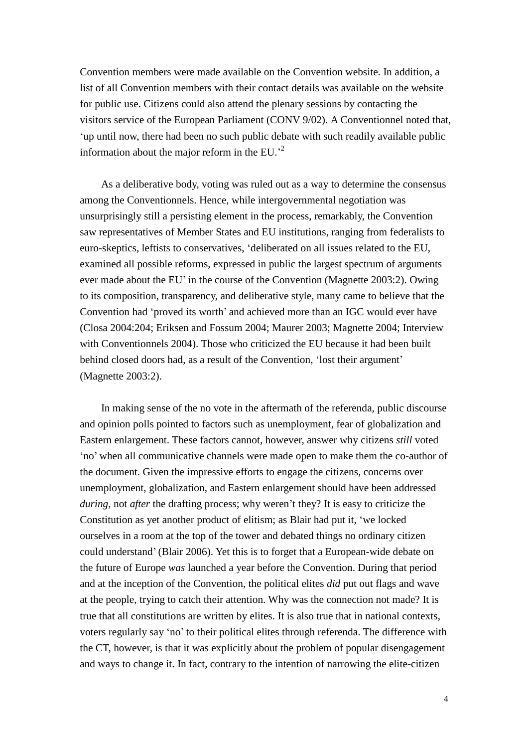Convention members were made available on the Convention website. In addition, a list of all Convention members with their contact details was available on the website for public use. Citizens could also attend the plenary sessions by contacting the visitors service of the European Parliament (CONV 9/02). A Conventionnel noted that, 'up until now, there had been no such public debate with such readily available public information about the major reform in the EU.'[2]

As a deliberative body, voting was ruled out as a way to determine the consensus among the Conventionnels. Hence, while intergovernmental negotiation was unsurprisingly still a persisting element in the process, remarkably, the Convention saw representatives of Member States and EU institutions, ranging from federalists to euro-skeptics, leftists to conservatives, 'deliberated on all issues related to the EU, examined all possible reforms, expressed in public the largest spectrum of arguments ever made about the EU' in the course of the Convention (Magnette 2003:2). Owing to its composition, transparency, and deliberative style, many came to believe that the Convention had 'proved its worth' and achieved more than an IGC would ever have (Closa 2004:204; Eriksen and Fossum 2004; Maurer 2003; Magnette 2004; Interview with Conventionnels 2004). Those who criticized the EU because it had been built behind closed doors had, as a result of the Convention, 'lost their argument' (Magnette 2003:2).

In making sense of the no vote in the aftermath of the referenda, public discourse and opinion polls pointed to factors such as unemployment, fear of globalization and Eastern enlargement. These factors cannot, however, answer why citizens *still* voted 'no' when all communicative channels were made open to make them the co-author of the document. Given the impressive efforts to engage the citizens, concerns over unemployment, globalization, and Eastern enlargement should have been addressed *during*, not *after* the drafting process; why weren't they? It is easy to criticize the Constitution as yet another product of elitism; as Blair had put it, 'we locked ourselves in a room at the top of the tower and debated things no ordinary citizen could understand' (Blair 2006). Yet this is to forget that a European-wide debate on the future of Europe *was* launched a year before the Convention. During that period and at the inception of the Convention, the political elites *did* put out flags and wave at the people, trying to catch their attention. Why was the connection not made? It is true that all constitutions are written by elites. It is also true that in national contexts, voters regularly say 'no' to their political elites through referenda. The difference with the CT, however, is that it was explicitly about the problem of popular disengagement and ways to change it. In fact, contrary to the intention of narrowing the elite-citizen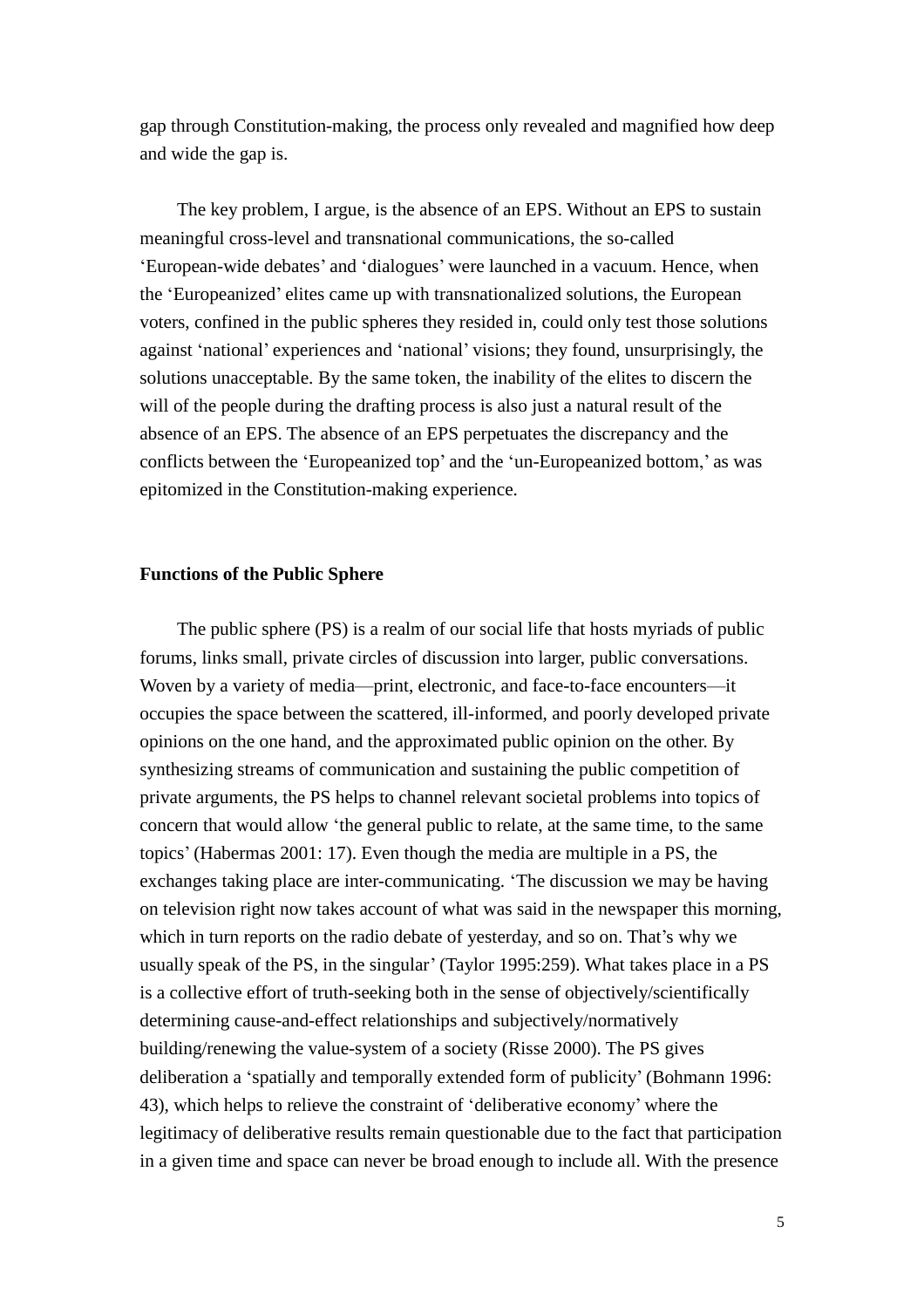gap through Constitution-making, the process only revealed and magnified how deep and wide the gap is.

The key problem, I argue, is the absence of an EPS. Without an EPS to sustain meaningful cross-level and transnational communications, the so-called 'European-wide debates' and 'dialogues' were launched in a vacuum. Hence, when the 'Europeanized' elites came up with transnationalized solutions, the European voters, confined in the public spheres they resided in, could only test those solutions against 'national' experiences and 'national' visions; they found, unsurprisingly, the solutions unacceptable. By the same token, the inability of the elites to discern the will of the people during the drafting process is also just a natural result of the absence of an EPS. The absence of an EPS perpetuates the discrepancy and the conflicts between the 'Europeanized top' and the 'un-Europeanized bottom,' as was epitomized in the Constitution-making experience.

## Functions of the Public Sphere

The public sphere (PS) is a realm of our social life that hosts myriads of public forums, links small, private circles of discussion into larger, public conversations. Woven by a variety of media—print, electronic, and face-to-face encounters—it occupies the space between the scattered, ill-informed, and poorly developed private opinions on the one hand, and the approximated public opinion on the other. By synthesizing streams of communication and sustaining the public competition of private arguments, the PS helps to channel relevant societal problems into topics of concern that would allow 'the general public to relate, at the same time, to the same topics' (Habermas 2001: 17). Even though the media are multiple in a PS, the exchanges taking place are inter-communicating. 'The discussion we may be having on television right now takes account of what was said in the newspaper this morning, which in turn reports on the radio debate of yesterday, and so on. That's why we usually speak of the PS, in the singular' (Taylor 1995:259). What takes place in a PS is a collective effort of truth-seeking both in the sense of objectively/scientifically determining cause-and-effect relationships and subjectively/normatively building/renewing the value-system of a society (Risse 2000). The PS gives deliberation a 'spatially and temporally extended form of publicity' (Bohmann 1996: 43), which helps to relieve the constraint of 'deliberative economy' where the legitimacy of deliberative results remain questionable due to the fact that participation in a given time and space can never be broad enough to include all. With the presence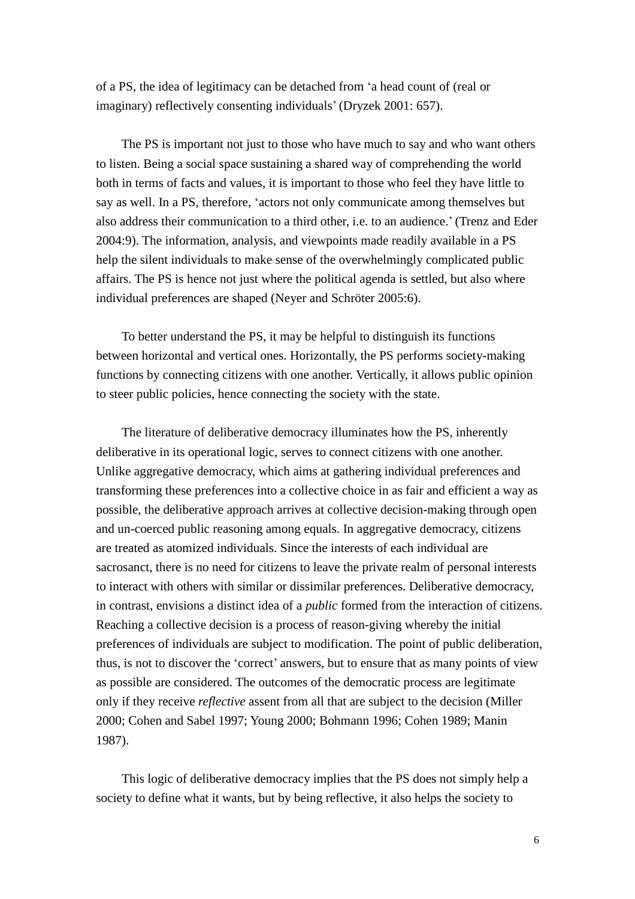of a PS, the idea of legitimacy can be detached from ‘a head count of (real or imaginary) reflectively consenting individuals’ (Dryzek 2001: 657).

The PS is important not just to those who have much to say and who want others to listen. Being a social space sustaining a shared way of comprehending the world both in terms of facts and values, it is important to those who feel they have little to say as well. In a PS, therefore, ‘actors not only communicate among themselves but also address their communication to a third other, i.e. to an audience.’ (Trenz and Eder 2004:9). The information, analysis, and viewpoints made readily available in a PS help the silent individuals to make sense of the overwhelmingly complicated public affairs. The PS is hence not just where the political agenda is settled, but also where individual preferences are shaped (Neyer and Schröter 2005:6).

To better understand the PS, it may be helpful to distinguish its functions between horizontal and vertical ones. Horizontally, the PS performs society-making functions by connecting citizens with one another. Vertically, it allows public opinion to steer public policies, hence connecting the society with the state.

The literature of deliberative democracy illuminates how the PS, inherently deliberative in its operational logic, serves to connect citizens with one another. Unlike aggregative democracy, which aims at gathering individual preferences and transforming these preferences into a collective choice in as fair and efficient a way as possible, the deliberative approach arrives at collective decision-making through open and un-coerced public reasoning among equals. In aggregative democracy, citizens are treated as atomized individuals. Since the interests of each individual are sacrosanct, there is no need for citizens to leave the private realm of personal interests to interact with others with similar or dissimilar preferences. Deliberative democracy, in contrast, envisions a distinct idea of a *public* formed from the interaction of citizens. Reaching a collective decision is a process of reason-giving whereby the initial preferences of individuals are subject to modification. The point of public deliberation, thus, is not to discover the ‘correct’ answers, but to ensure that as many points of view as possible are considered. The outcomes of the democratic process are legitimate only if they receive *reflective* assent from all that are subject to the decision (Miller 2000; Cohen and Sabel 1997; Young 2000; Bohmann 1996; Cohen 1989; Manin 1987).

This logic of deliberative democracy implies that the PS does not simply help a society to define what it wants, but by being reflective, it also helps the society to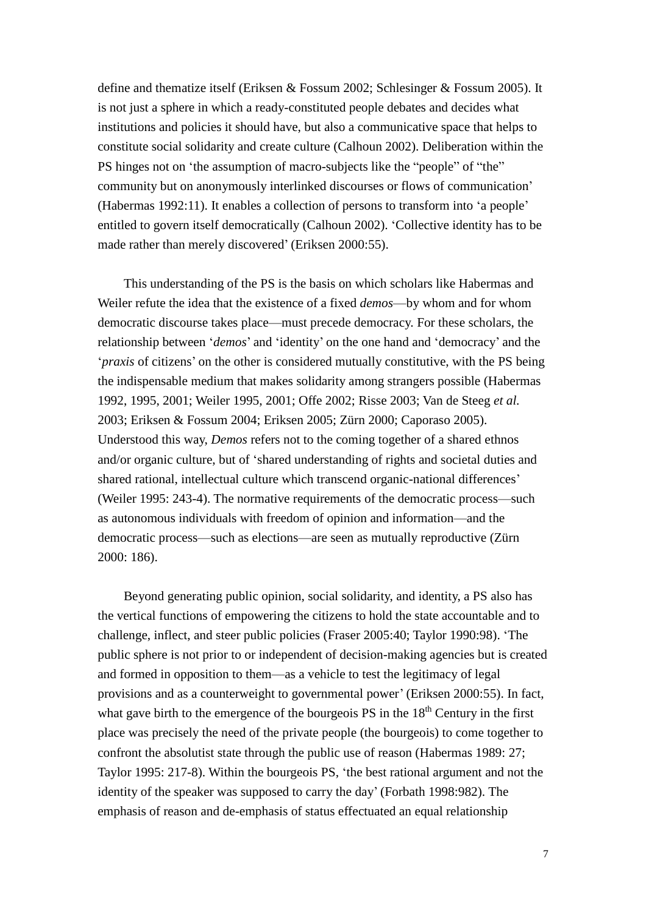define and thematize itself (Eriksen & Fossum 2002; Schlesinger & Fossum 2005). It is not just a sphere in which a ready-constituted people debates and decides what institutions and policies it should have, but also a communicative space that helps to constitute social solidarity and create culture (Calhoun 2002). Deliberation within the PS hinges not on 'the assumption of macro-subjects like the "people" of "the" community but on anonymously interlinked discourses or flows of communication' (Habermas 1992:11). It enables a collection of persons to transform into 'a people' entitled to govern itself democratically (Calhoun 2002). 'Collective identity has to be made rather than merely discovered' (Eriksen 2000:55).

This understanding of the PS is the basis on which scholars like Habermas and Weiler refute the idea that the existence of a fixed *demos*—by whom and for whom democratic discourse takes place—must precede democracy. For these scholars, the relationship between '*demos*' and 'identity' on the one hand and 'democracy' and the '*praxis* of citizens' on the other is considered mutually constitutive, with the PS being the indispensable medium that makes solidarity among strangers possible (Habermas 1992, 1995, 2001; Weiler 1995, 2001; Offe 2002; Risse 2003; Van de Steeg *et al.* 2003; Eriksen & Fossum 2004; Eriksen 2005; Zürn 2000; Caporaso 2005). Understood this way, *Demos* refers not to the coming together of a shared ethnos and/or organic culture, but of 'shared understanding of rights and societal duties and shared rational, intellectual culture which transcend organic-national differences' (Weiler 1995: 243-4). The normative requirements of the democratic process—such as autonomous individuals with freedom of opinion and information—and the democratic process—such as elections—are seen as mutually reproductive (Zürn 2000: 186).

Beyond generating public opinion, social solidarity, and identity, a PS also has the vertical functions of empowering the citizens to hold the state accountable and to challenge, inflect, and steer public policies (Fraser 2005:40; Taylor 1990:98). 'The public sphere is not prior to or independent of decision-making agencies but is created and formed in opposition to them—as a vehicle to test the legitimacy of legal provisions and as a counterweight to governmental power' (Eriksen 2000:55). In fact, what gave birth to the emergence of the bourgeois PS in the 18th Century in the first place was precisely the need of the private people (the bourgeois) to come together to confront the absolutist state through the public use of reason (Habermas 1989: 27; Taylor 1995: 217-8). Within the bourgeois PS, 'the best rational argument and not the identity of the speaker was supposed to carry the day' (Forbath 1998:982). The emphasis of reason and de-emphasis of status effectuated an equal relationship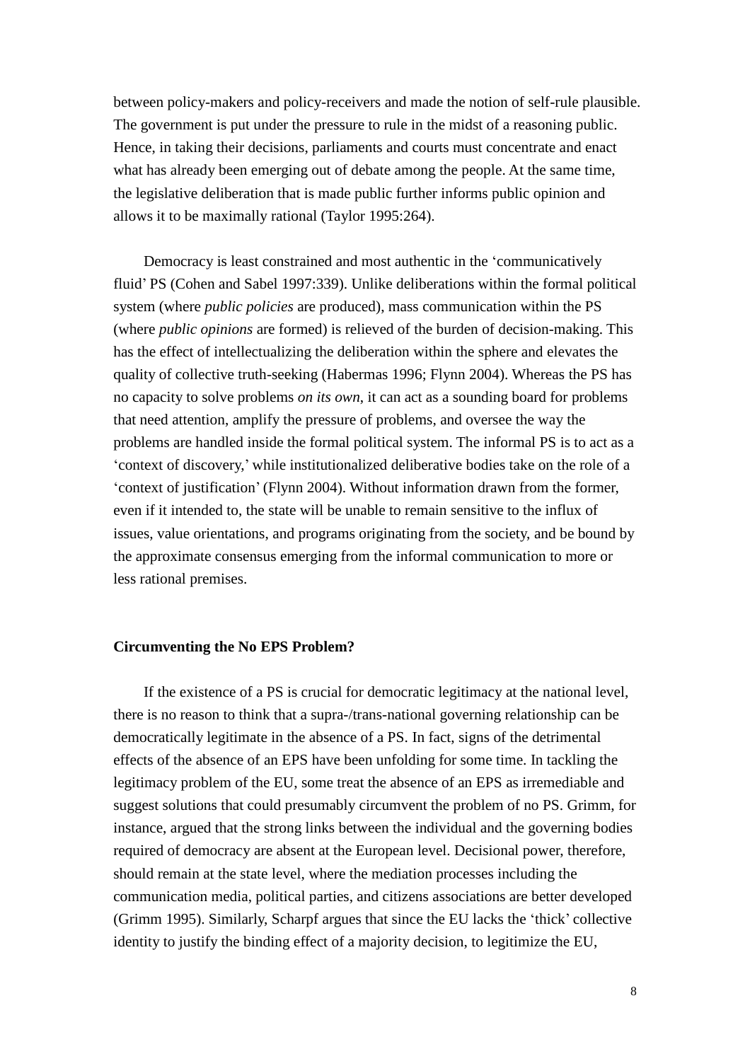between policy-makers and policy-receivers and made the notion of self-rule plausible. The government is put under the pressure to rule in the midst of a reasoning public. Hence, in taking their decisions, parliaments and courts must concentrate and enact what has already been emerging out of debate among the people. At the same time, the legislative deliberation that is made public further informs public opinion and allows it to be maximally rational (Taylor 1995:264).

Democracy is least constrained and most authentic in the 'communicatively fluid' PS (Cohen and Sabel 1997:339). Unlike deliberations within the formal political system (where *public policies* are produced), mass communication within the PS (where *public opinions* are formed) is relieved of the burden of decision-making. This has the effect of intellectualizing the deliberation within the sphere and elevates the quality of collective truth-seeking (Habermas 1996; Flynn 2004). Whereas the PS has no capacity to solve problems *on its own*, it can act as a sounding board for problems that need attention, amplify the pressure of problems, and oversee the way the problems are handled inside the formal political system. The informal PS is to act as a 'context of discovery,' while institutionalized deliberative bodies take on the role of a 'context of justification' (Flynn 2004). Without information drawn from the former, even if it intended to, the state will be unable to remain sensitive to the influx of issues, value orientations, and programs originating from the society, and be bound by the approximate consensus emerging from the informal communication to more or less rational premises.

**Circumventing the No EPS Problem?**

If the existence of a PS is crucial for democratic legitimacy at the national level, there is no reason to think that a supra-/trans-national governing relationship can be democratically legitimate in the absence of a PS. In fact, signs of the detrimental effects of the absence of an EPS have been unfolding for some time. In tackling the legitimacy problem of the EU, some treat the absence of an EPS as irremediable and suggest solutions that could presumably circumvent the problem of no PS. Grimm, for instance, argued that the strong links between the individual and the governing bodies required of democracy are absent at the European level. Decisional power, therefore, should remain at the state level, where the mediation processes including the communication media, political parties, and citizens associations are better developed (Grimm 1995). Similarly, Scharpf argues that since the EU lacks the 'thick' collective identity to justify the binding effect of a majority decision, to legitimize the EU,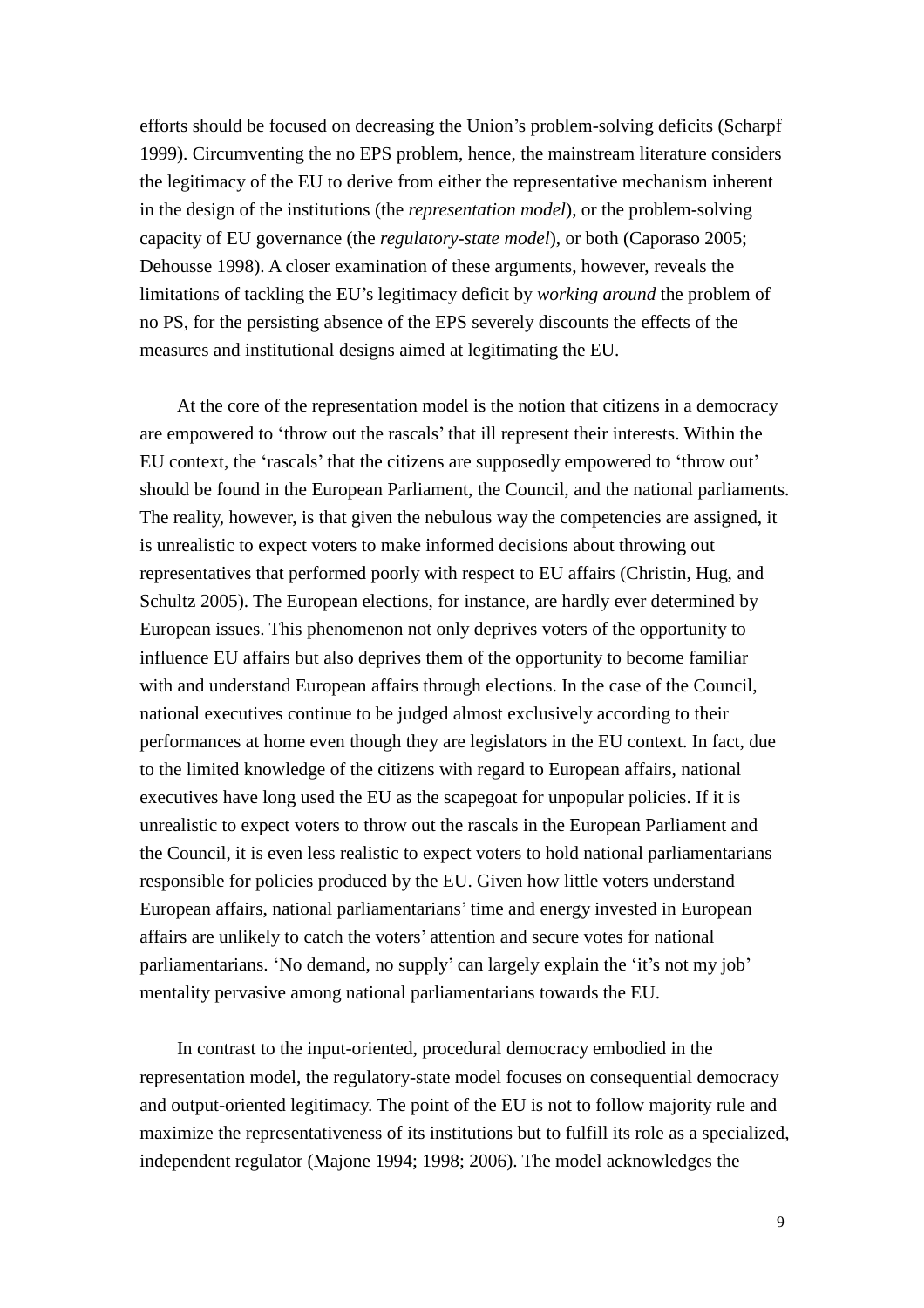efforts should be focused on decreasing the Union's problem-solving deficits (Scharpf 1999). Circumventing the no EPS problem, hence, the mainstream literature considers the legitimacy of the EU to derive from either the representative mechanism inherent in the design of the institutions (the *representation model*), or the problem-solving capacity of EU governance (the *regulatory-state model*), or both (Caporaso 2005; Dehousse 1998). A closer examination of these arguments, however, reveals the limitations of tackling the EU's legitimacy deficit by *working around* the problem of no PS, for the persisting absence of the EPS severely discounts the effects of the measures and institutional designs aimed at legitimating the EU.

At the core of the representation model is the notion that citizens in a democracy are empowered to 'throw out the rascals' that ill represent their interests. Within the EU context, the 'rascals' that the citizens are supposedly empowered to 'throw out' should be found in the European Parliament, the Council, and the national parliaments. The reality, however, is that given the nebulous way the competencies are assigned, it is unrealistic to expect voters to make informed decisions about throwing out representatives that performed poorly with respect to EU affairs (Christin, Hug, and Schultz 2005). The European elections, for instance, are hardly ever determined by European issues. This phenomenon not only deprives voters of the opportunity to influence EU affairs but also deprives them of the opportunity to become familiar with and understand European affairs through elections. In the case of the Council, national executives continue to be judged almost exclusively according to their performances at home even though they are legislators in the EU context. In fact, due to the limited knowledge of the citizens with regard to European affairs, national executives have long used the EU as the scapegoat for unpopular policies. If it is unrealistic to expect voters to throw out the rascals in the European Parliament and the Council, it is even less realistic to expect voters to hold national parliamentarians responsible for policies produced by the EU. Given how little voters understand European affairs, national parliamentarians' time and energy invested in European affairs are unlikely to catch the voters' attention and secure votes for national parliamentarians. 'No demand, no supply' can largely explain the 'it's not my job' mentality pervasive among national parliamentarians towards the EU.

In contrast to the input-oriented, procedural democracy embodied in the representation model, the regulatory-state model focuses on consequential democracy and output-oriented legitimacy. The point of the EU is not to follow majority rule and maximize the representativeness of its institutions but to fulfill its role as a specialized, independent regulator (Majone 1994; 1998; 2006). The model acknowledges the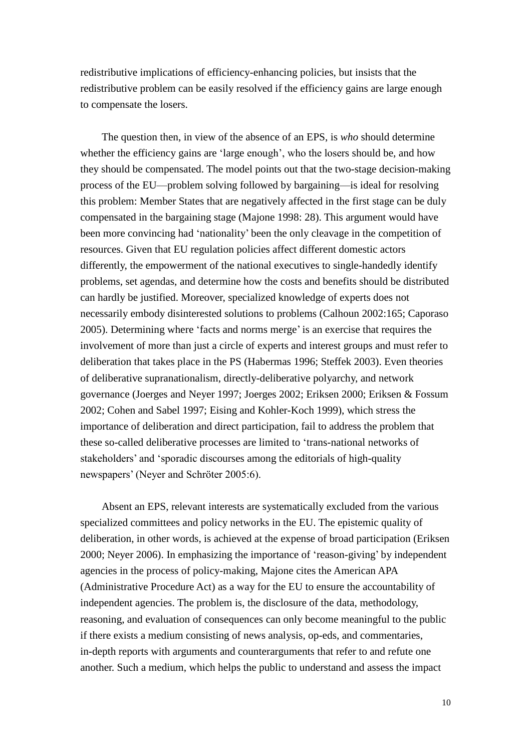redistributive implications of efficiency-enhancing policies, but insists that the redistributive problem can be easily resolved if the efficiency gains are large enough to compensate the losers.

The question then, in view of the absence of an EPS, is *who* should determine whether the efficiency gains are 'large enough', who the losers should be, and how they should be compensated. The model points out that the two-stage decision-making process of the EU—problem solving followed by bargaining—is ideal for resolving this problem: Member States that are negatively affected in the first stage can be duly compensated in the bargaining stage (Majone 1998: 28). This argument would have been more convincing had 'nationality' been the only cleavage in the competition of resources. Given that EU regulation policies affect different domestic actors differently, the empowerment of the national executives to single-handedly identify problems, set agendas, and determine how the costs and benefits should be distributed can hardly be justified. Moreover, specialized knowledge of experts does not necessarily embody disinterested solutions to problems (Calhoun 2002:165; Caporaso 2005). Determining where 'facts and norms merge' is an exercise that requires the involvement of more than just a circle of experts and interest groups and must refer to deliberation that takes place in the PS (Habermas 1996; Steffek 2003). Even theories of deliberative supranationalism, directly-deliberative polyarchy, and network governance (Joerges and Neyer 1997; Joerges 2002; Eriksen 2000; Eriksen & Fossum 2002; Cohen and Sabel 1997; Eising and Kohler-Koch 1999), which stress the importance of deliberation and direct participation, fail to address the problem that these so-called deliberative processes are limited to 'trans-national networks of stakeholders' and 'sporadic discourses among the editorials of high-quality newspapers' (Neyer and Schröter 2005:6).

Absent an EPS, relevant interests are systematically excluded from the various specialized committees and policy networks in the EU. The epistemic quality of deliberation, in other words, is achieved at the expense of broad participation (Eriksen 2000; Neyer 2006). In emphasizing the importance of 'reason-giving' by independent agencies in the process of policy-making, Majone cites the American APA (Administrative Procedure Act) as a way for the EU to ensure the accountability of independent agencies. The problem is, the disclosure of the data, methodology, reasoning, and evaluation of consequences can only become meaningful to the public if there exists a medium consisting of news analysis, op-eds, and commentaries, in-depth reports with arguments and counterarguments that refer to and refute one another. Such a medium, which helps the public to understand and assess the impact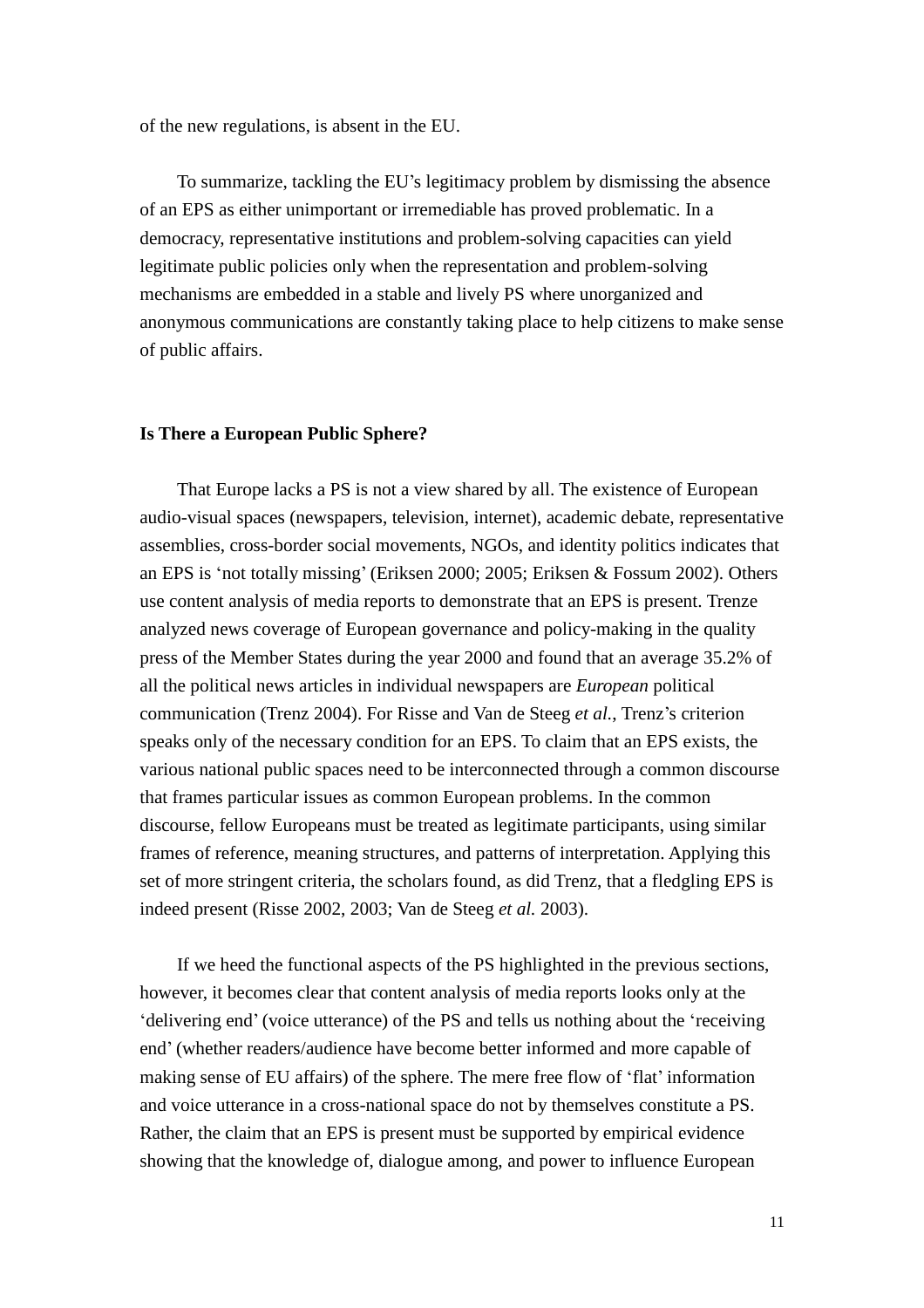of the new regulations, is absent in the EU.

To summarize, tackling the EU's legitimacy problem by dismissing the absence of an EPS as either unimportant or irremediable has proved problematic. In a democracy, representative institutions and problem-solving capacities can yield legitimate public policies only when the representation and problem-solving mechanisms are embedded in a stable and lively PS where unorganized and anonymous communications are constantly taking place to help citizens to make sense of public affairs.

## Is There a European Public Sphere?

That Europe lacks a PS is not a view shared by all. The existence of European audio-visual spaces (newspapers, television, internet), academic debate, representative assemblies, cross-border social movements, NGOs, and identity politics indicates that an EPS is 'not totally missing' (Eriksen 2000; 2005; Eriksen & Fossum 2002). Others use content analysis of media reports to demonstrate that an EPS is present. Trenze analyzed news coverage of European governance and policy-making in the quality press of the Member States during the year 2000 and found that an average 35.2% of all the political news articles in individual newspapers are *European* political communication (Trenz 2004). For Risse and Van de Steeg *et al.*, Trenz's criterion speaks only of the necessary condition for an EPS. To claim that an EPS exists, the various national public spaces need to be interconnected through a common discourse that frames particular issues as common European problems. In the common discourse, fellow Europeans must be treated as legitimate participants, using similar frames of reference, meaning structures, and patterns of interpretation. Applying this set of more stringent criteria, the scholars found, as did Trenz, that a fledgling EPS is indeed present (Risse 2002, 2003; Van de Steeg *et al.* 2003).

If we heed the functional aspects of the PS highlighted in the previous sections, however, it becomes clear that content analysis of media reports looks only at the 'delivering end' (voice utterance) of the PS and tells us nothing about the 'receiving end' (whether readers/audience have become better informed and more capable of making sense of EU affairs) of the sphere. The mere free flow of 'flat' information and voice utterance in a cross-national space do not by themselves constitute a PS. Rather, the claim that an EPS is present must be supported by empirical evidence showing that the knowledge of, dialogue among, and power to influence European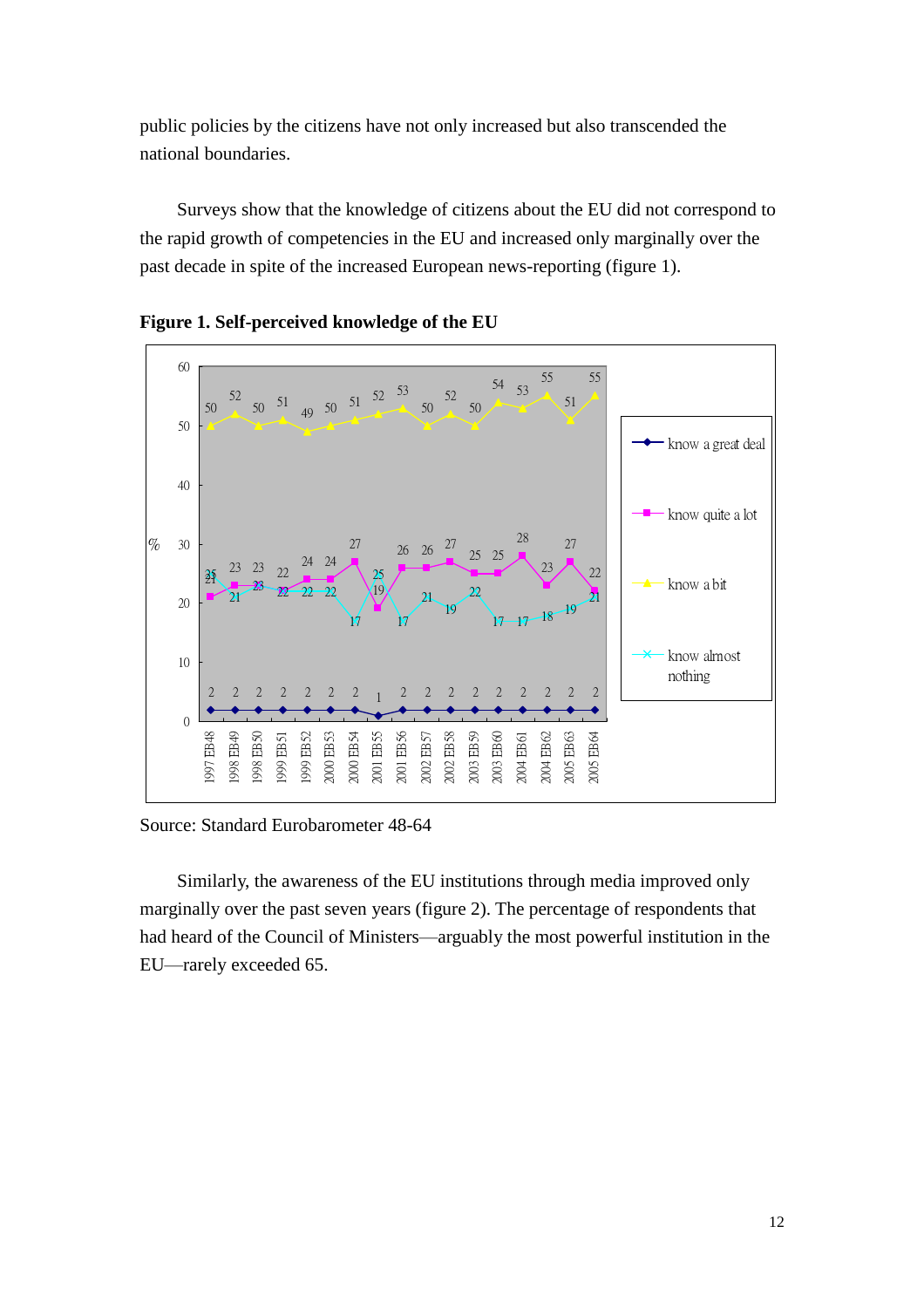public policies by the citizens have not only increased but also transcended the national boundaries.

Surveys show that the knowledge of citizens about the EU did not correspond to the rapid growth of competencies in the EU and increased only marginally over the past decade in spite of the increased European news-reporting (figure 1).

**Figure 1. Self-perceived knowledge of the EU**

| % | 1997 EB48 | 1998 EB49 | 1998 EB50 | 1999 EB51 | 1999 EB52 | 2000 EB53 | 2000 EB54 | 2001 EB55 | 2001 EB56 | 2002 EB57 | 2002 EB58 | 2003 EB59 | 2003 EB60 | 2004 EB61 | 2004 EB62 | 2005 EB63 | 2005 EB64 |
|---|---|---|---|---|---|---|---|---|---|---|---|---|---|---|---|---|---|
| know a great deal | 2 | 2 | 2 | 2 | 2 | 2 | 2 | 1 | 2 | 2 | 2 | 2 | 2 | 2 | 2 | 2 | 2 |
| know quite a lot | 21 | 23 | 23 | 22 | 24 | 24 | 27 | 19 | 26 | 26 | 27 | 25 | 25 | 28 | 23 | 27 | 22 |
| know a bit | 50 | 52 | 50 | 51 | 49 | 50 | 51 | 52 | 53 | 50 | 52 | 50 | 54 | 53 | 55 | 51 | 55 |
| know almost nothing | 25 | 21 | 23 | 22 | 22 | 22 | 17 | 25 | 17 | 21 | 19 | 22 | 17 | 17 | 18 | 19 | 21 |

Source: Standard Eurobarometer 48-64

Similarly, the awareness of the EU institutions through media improved only marginally over the past seven years (figure 2). The percentage of respondents that had heard of the Council of Ministers—arguably the most powerful institution in the EU—rarely exceeded 65.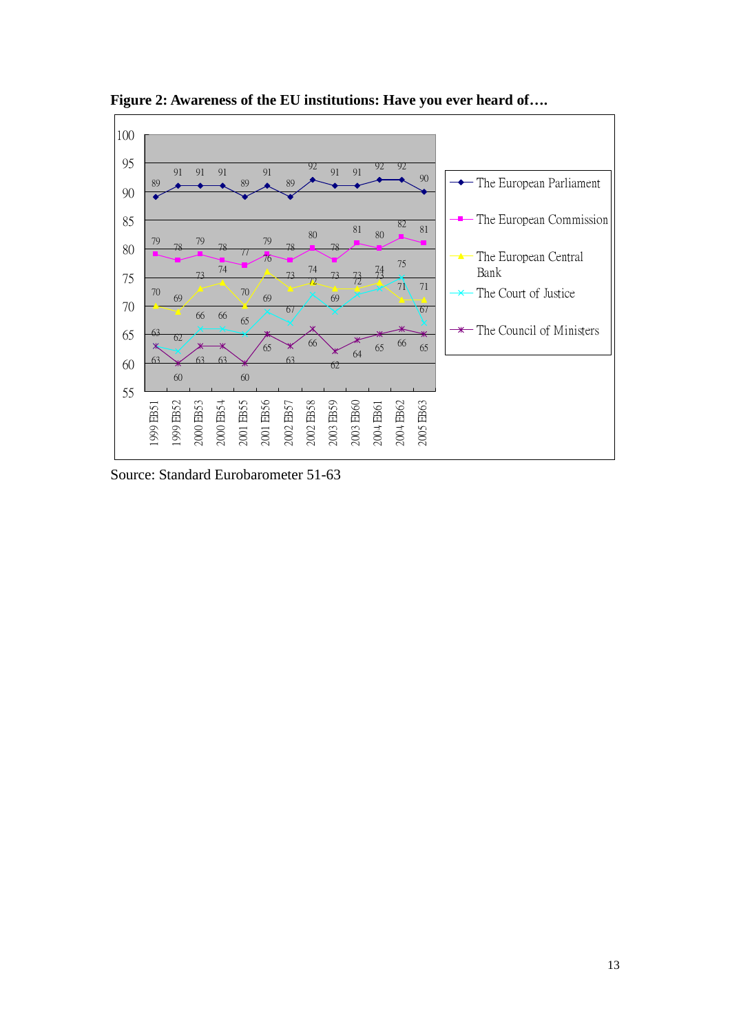**Figure 2: Awareness of the EU institutions: Have you ever heard of….**

| | The European Parliament | The European Commission | The European Central Bank | The Court of Justice | The Council of Ministers |
|---|---|---|---|---|---|
| 1999 EB51 | 89 | 79 | 70 | 63 | 63 |
| 1999 EB52 | 91 | 78 | 69 | 62 | 60 |
| 2000 EB53 | 91 | 79 | 73 | 66 | 63 |
| 2000 EB54 | 91 | 78 | 74 | 66 | 63 |
| 2001 EB55 | 89 | 77 | 70 | 65 | 60 |
| 2001 EB56 | 91 | 79 | 76 | 69 | 65 |
| 2002 EB57 | 89 | 78 | 73 | 67 | 63 |
| 2002 EB58 | 92 | 80 | 74 | 72 | 66 |
| 2003 EB59 | 91 | 78 | 73 | 69 | 62 |
| 2003 EB60 | 91 | 81 | 73 | 72 | 64 |
| 2004 EB61 | 92 | 80 | 74 | 73 | 65 |
| 2004 EB62 | 92 | 82 | 71 | 75 | 66 |
| 2005 EB63 | 90 | 81 | 71 | 67 | 65 |

Source: Standard Eurobarometer 51-63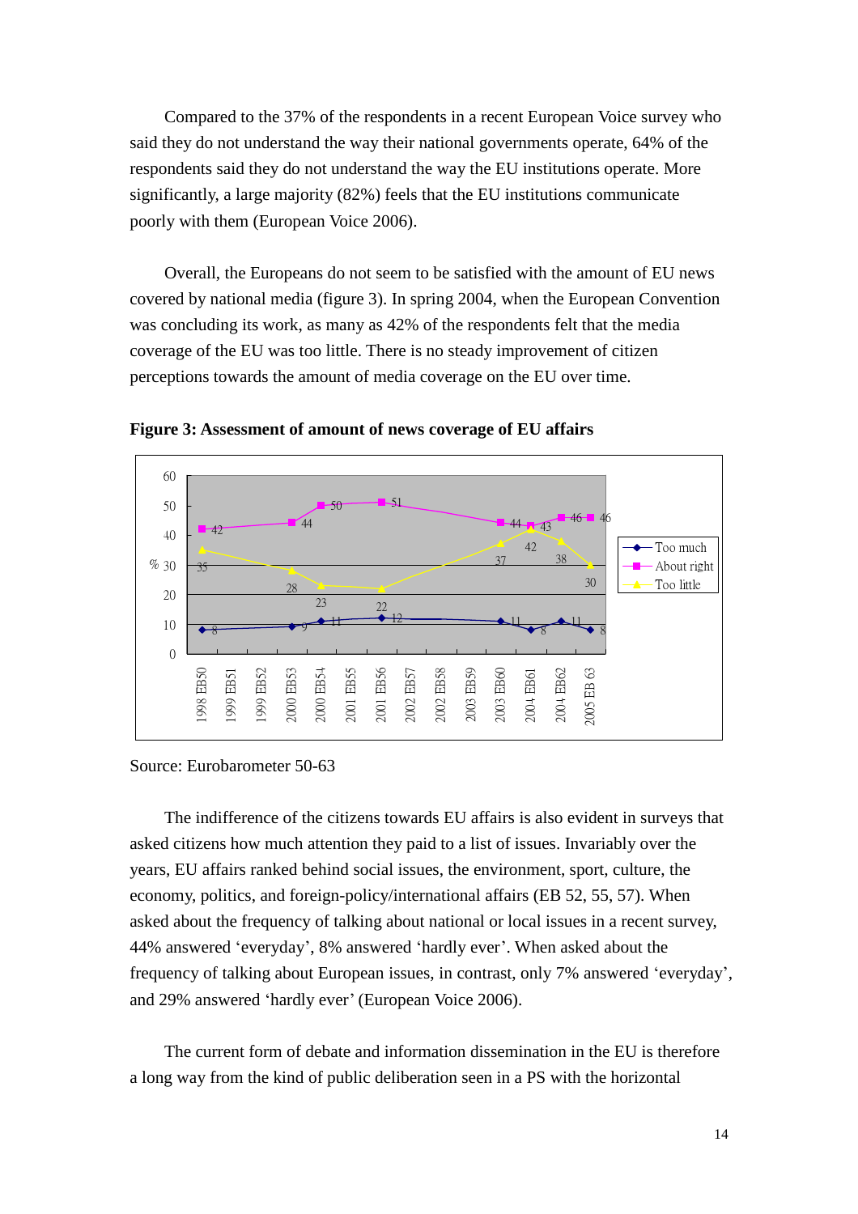Compared to the 37% of the respondents in a recent European Voice survey who said they do not understand the way their national governments operate, 64% of the respondents said they do not understand the way the EU institutions operate. More significantly, a large majority (82%) feels that the EU institutions communicate poorly with them (European Voice 2006).

Overall, the Europeans do not seem to be satisfied with the amount of EU news covered by national media (figure 3). In spring 2004, when the European Convention was concluding its work, as many as 42% of the respondents felt that the media coverage of the EU was too little. There is no steady improvement of citizen perceptions towards the amount of media coverage on the EU over time.

**Figure 3: Assessment of amount of news coverage of EU affairs**

| % | 1998 EB50 | 2000 EB53 | 2000 EB54 | 2001 EB56 | 2003 EB60 | 2004 EB61 | 2004 EB62 | 2005 EB 63 |
|---|---|---|---|---|---|---|---|---|
| Too much | 8 | 9 | 11 | 12 | 11 | 8 | 11 | 8 |
| About right | 42 | 44 | 50 | 51 | 44 | 43 | 46 | 46 |
| Too little | 35 | 28 | 23 | 22 | 37 | 42 | 38 | 30 |

Source: Eurobarometer 50-63

The indifference of the citizens towards EU affairs is also evident in surveys that asked citizens how much attention they paid to a list of issues. Invariably over the years, EU affairs ranked behind social issues, the environment, sport, culture, the economy, politics, and foreign-policy/international affairs (EB 52, 55, 57). When asked about the frequency of talking about national or local issues in a recent survey, 44% answered 'everyday', 8% answered 'hardly ever'. When asked about the frequency of talking about European issues, in contrast, only 7% answered 'everyday', and 29% answered 'hardly ever' (European Voice 2006).

The current form of debate and information dissemination in the EU is therefore a long way from the kind of public deliberation seen in a PS with the horizontal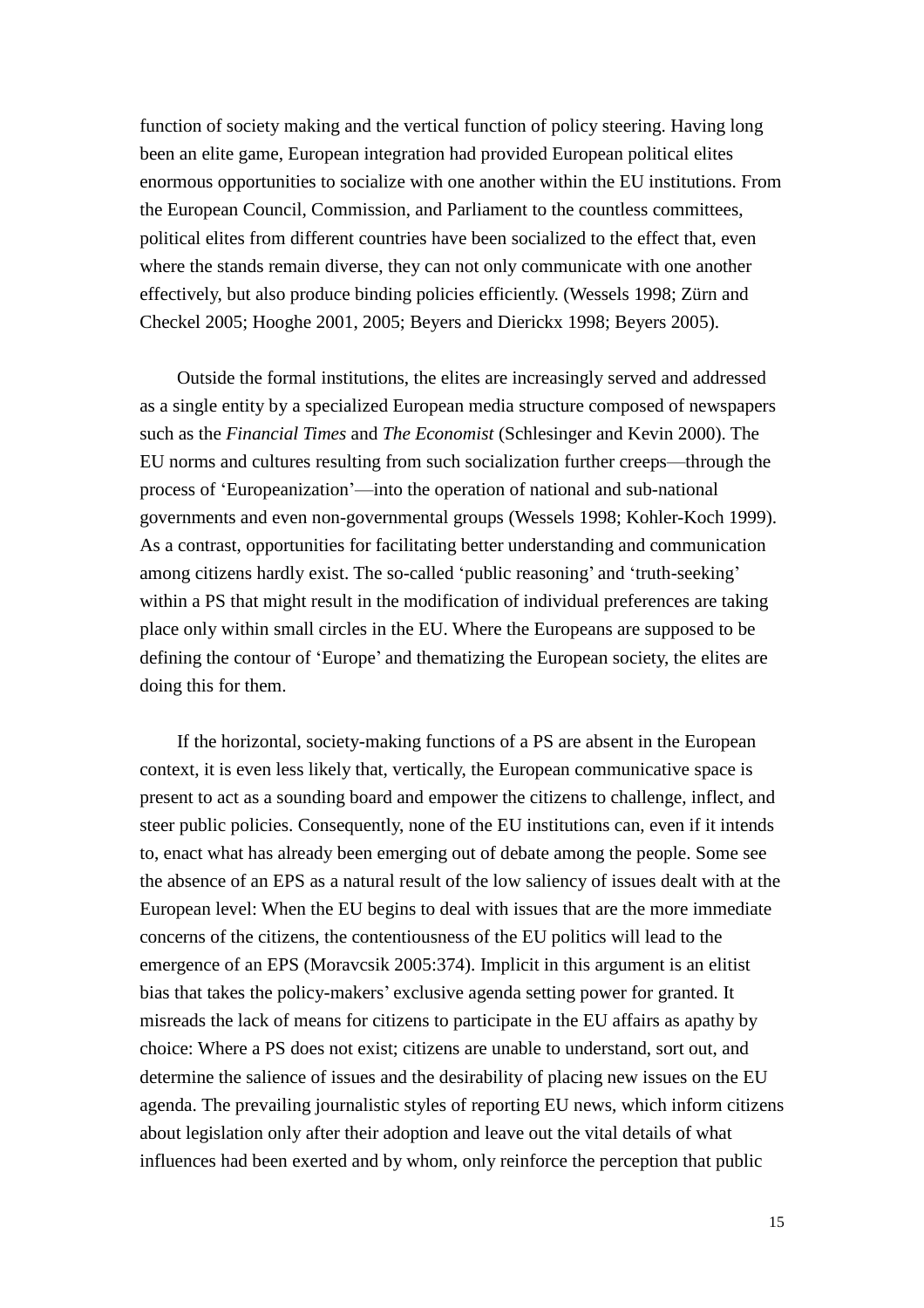function of society making and the vertical function of policy steering. Having long been an elite game, European integration had provided European political elites enormous opportunities to socialize with one another within the EU institutions. From the European Council, Commission, and Parliament to the countless committees, political elites from different countries have been socialized to the effect that, even where the stands remain diverse, they can not only communicate with one another effectively, but also produce binding policies efficiently. (Wessels 1998; Zürn and Checkel 2005; Hooghe 2001, 2005; Beyers and Dierickx 1998; Beyers 2005).

Outside the formal institutions, the elites are increasingly served and addressed as a single entity by a specialized European media structure composed of newspapers such as the *Financial Times* and *The Economist* (Schlesinger and Kevin 2000). The EU norms and cultures resulting from such socialization further creeps—through the process of 'Europeanization'—into the operation of national and sub-national governments and even non-governmental groups (Wessels 1998; Kohler-Koch 1999). As a contrast, opportunities for facilitating better understanding and communication among citizens hardly exist. The so-called 'public reasoning' and 'truth-seeking' within a PS that might result in the modification of individual preferences are taking place only within small circles in the EU. Where the Europeans are supposed to be defining the contour of 'Europe' and thematizing the European society, the elites are doing this for them.

If the horizontal, society-making functions of a PS are absent in the European context, it is even less likely that, vertically, the European communicative space is present to act as a sounding board and empower the citizens to challenge, inflect, and steer public policies. Consequently, none of the EU institutions can, even if it intends to, enact what has already been emerging out of debate among the people. Some see the absence of an EPS as a natural result of the low saliency of issues dealt with at the European level: When the EU begins to deal with issues that are the more immediate concerns of the citizens, the contentiousness of the EU politics will lead to the emergence of an EPS (Moravcsik 2005:374). Implicit in this argument is an elitist bias that takes the policy-makers' exclusive agenda setting power for granted. It misreads the lack of means for citizens to participate in the EU affairs as apathy by choice: Where a PS does not exist; citizens are unable to understand, sort out, and determine the salience of issues and the desirability of placing new issues on the EU agenda. The prevailing journalistic styles of reporting EU news, which inform citizens about legislation only after their adoption and leave out the vital details of what influences had been exerted and by whom, only reinforce the perception that public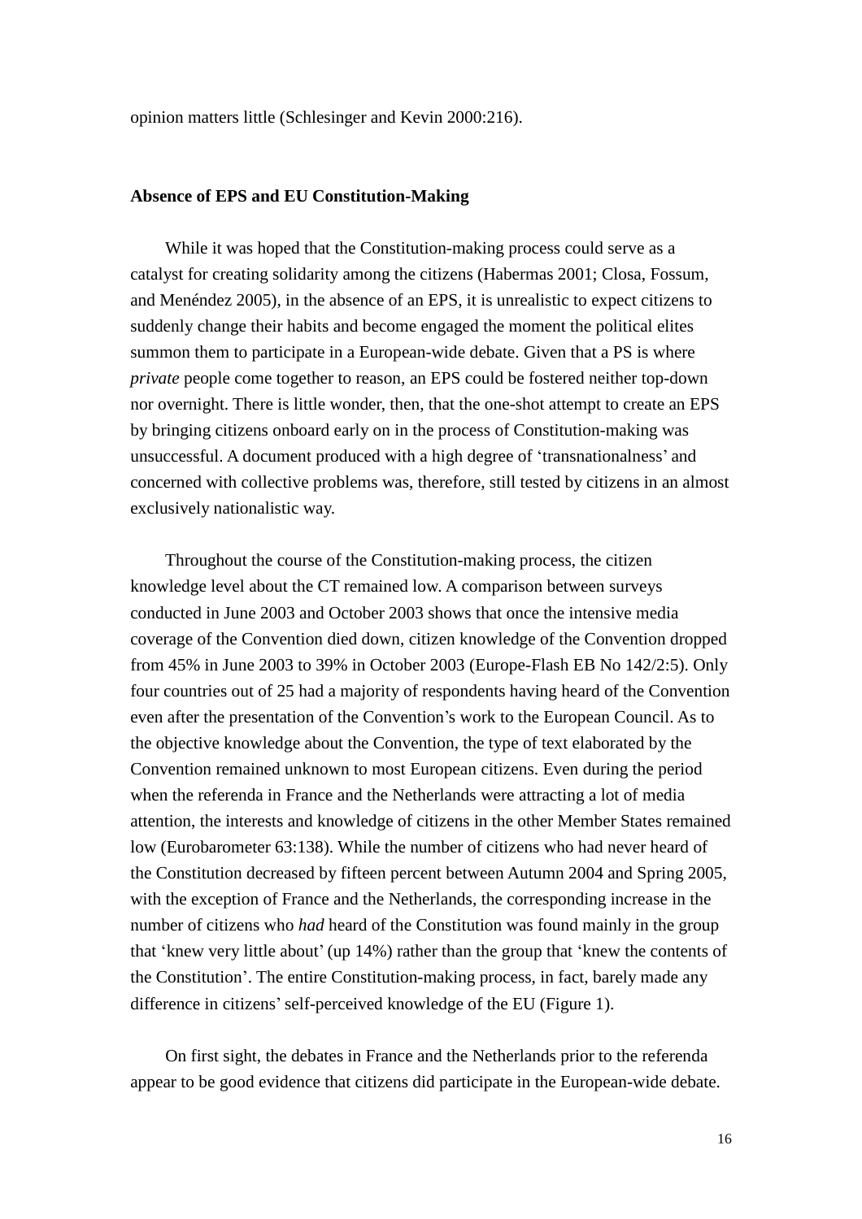opinion matters little (Schlesinger and Kevin 2000:216).

## Absence of EPS and EU Constitution-Making

While it was hoped that the Constitution-making process could serve as a catalyst for creating solidarity among the citizens (Habermas 2001; Closa, Fossum, and Menéndez 2005), in the absence of an EPS, it is unrealistic to expect citizens to suddenly change their habits and become engaged the moment the political elites summon them to participate in a European-wide debate. Given that a PS is where *private* people come together to reason, an EPS could be fostered neither top-down nor overnight. There is little wonder, then, that the one-shot attempt to create an EPS by bringing citizens onboard early on in the process of Constitution-making was unsuccessful. A document produced with a high degree of 'transnationalness' and concerned with collective problems was, therefore, still tested by citizens in an almost exclusively nationalistic way.

Throughout the course of the Constitution-making process, the citizen knowledge level about the CT remained low. A comparison between surveys conducted in June 2003 and October 2003 shows that once the intensive media coverage of the Convention died down, citizen knowledge of the Convention dropped from 45% in June 2003 to 39% in October 2003 (Europe-Flash EB No 142/2:5). Only four countries out of 25 had a majority of respondents having heard of the Convention even after the presentation of the Convention's work to the European Council. As to the objective knowledge about the Convention, the type of text elaborated by the Convention remained unknown to most European citizens. Even during the period when the referenda in France and the Netherlands were attracting a lot of media attention, the interests and knowledge of citizens in the other Member States remained low (Eurobarometer 63:138). While the number of citizens who had never heard of the Constitution decreased by fifteen percent between Autumn 2004 and Spring 2005, with the exception of France and the Netherlands, the corresponding increase in the number of citizens who *had* heard of the Constitution was found mainly in the group that 'knew very little about' (up 14%) rather than the group that 'knew the contents of the Constitution'. The entire Constitution-making process, in fact, barely made any difference in citizens' self-perceived knowledge of the EU (Figure 1).

On first sight, the debates in France and the Netherlands prior to the referenda appear to be good evidence that citizens did participate in the European-wide debate.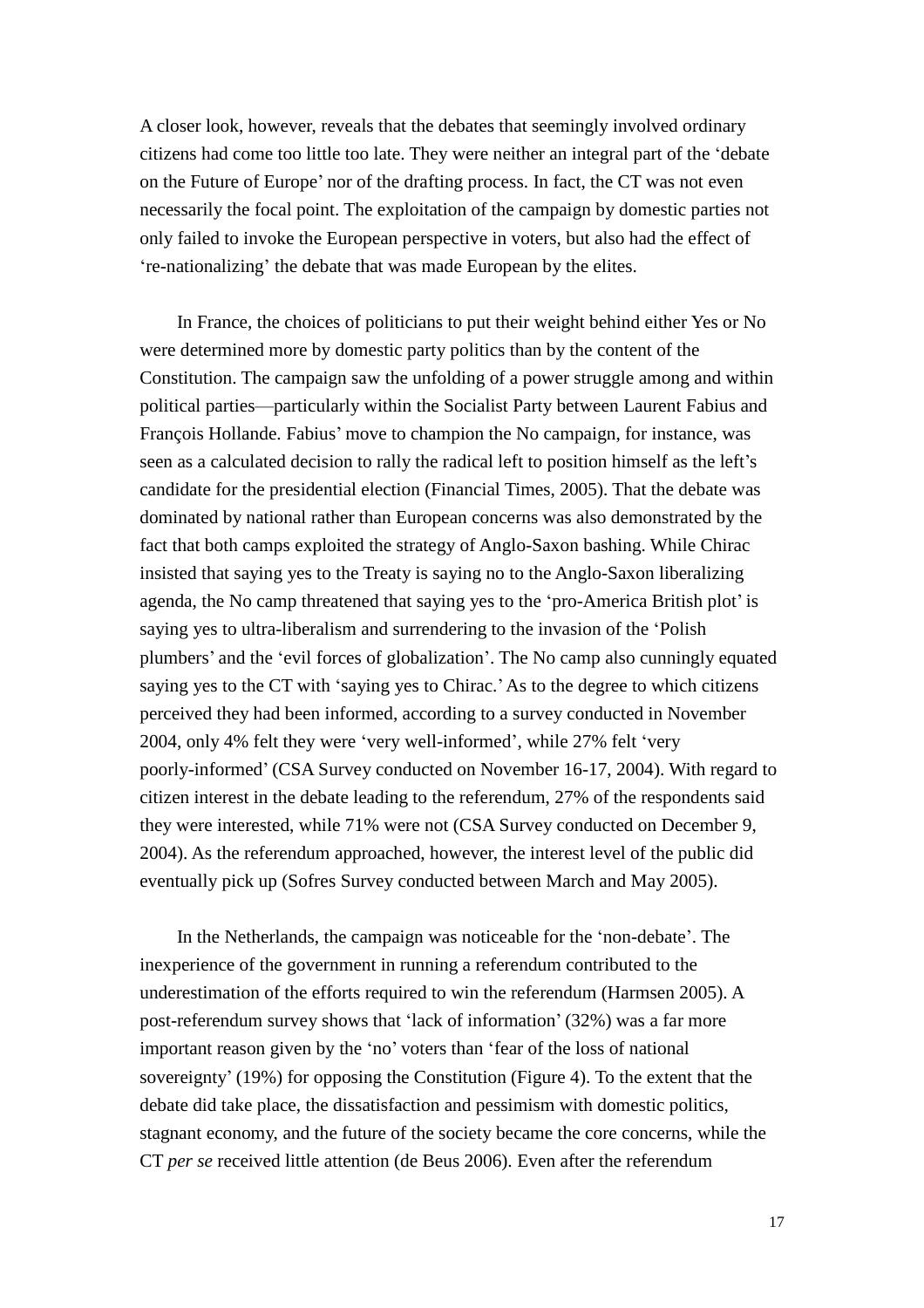A closer look, however, reveals that the debates that seemingly involved ordinary citizens had come too little too late. They were neither an integral part of the 'debate on the Future of Europe' nor of the drafting process. In fact, the CT was not even necessarily the focal point. The exploitation of the campaign by domestic parties not only failed to invoke the European perspective in voters, but also had the effect of 're-nationalizing' the debate that was made European by the elites.

In France, the choices of politicians to put their weight behind either Yes or No were determined more by domestic party politics than by the content of the Constitution. The campaign saw the unfolding of a power struggle among and within political parties—particularly within the Socialist Party between Laurent Fabius and François Hollande. Fabius' move to champion the No campaign, for instance, was seen as a calculated decision to rally the radical left to position himself as the left's candidate for the presidential election (Financial Times, 2005). That the debate was dominated by national rather than European concerns was also demonstrated by the fact that both camps exploited the strategy of Anglo-Saxon bashing. While Chirac insisted that saying yes to the Treaty is saying no to the Anglo-Saxon liberalizing agenda, the No camp threatened that saying yes to the 'pro-America British plot' is saying yes to ultra-liberalism and surrendering to the invasion of the 'Polish plumbers' and the 'evil forces of globalization'. The No camp also cunningly equated saying yes to the CT with 'saying yes to Chirac.' As to the degree to which citizens perceived they had been informed, according to a survey conducted in November 2004, only 4% felt they were 'very well-informed', while 27% felt 'very poorly-informed' (CSA Survey conducted on November 16-17, 2004). With regard to citizen interest in the debate leading to the referendum, 27% of the respondents said they were interested, while 71% were not (CSA Survey conducted on December 9, 2004). As the referendum approached, however, the interest level of the public did eventually pick up (Sofres Survey conducted between March and May 2005).

In the Netherlands, the campaign was noticeable for the 'non-debate'. The inexperience of the government in running a referendum contributed to the underestimation of the efforts required to win the referendum (Harmsen 2005). A post-referendum survey shows that 'lack of information' (32%) was a far more important reason given by the 'no' voters than 'fear of the loss of national sovereignty' (19%) for opposing the Constitution (Figure 4). To the extent that the debate did take place, the dissatisfaction and pessimism with domestic politics, stagnant economy, and the future of the society became the core concerns, while the CT *per se* received little attention (de Beus 2006). Even after the referendum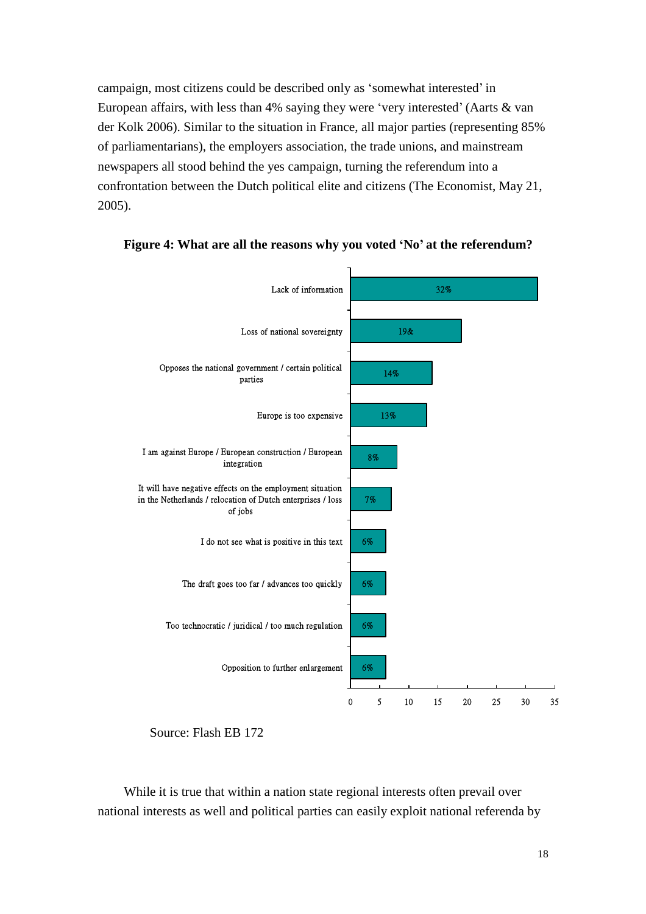campaign, most citizens could be described only as 'somewhat interested' in European affairs, with less than 4% saying they were 'very interested' (Aarts & van der Kolk 2006). Similar to the situation in France, all major parties (representing 85% of parliamentarians), the employers association, the trade unions, and mainstream newspapers all stood behind the yes campaign, turning the referendum into a confrontation between the Dutch political elite and citizens (The Economist, May 21, 2005).

**Figure 4: What are all the reasons why you voted 'No' at the referendum?**

| Reason | % |
|---|---|
| Lack of information | 32% |
| Loss of national sovereignty | 19& |
| Opposes the national government / certain political parties | 14% |
| Europe is too expensive | 13% |
| I am against Europe / European construction / European integration | 8% |
| It will have negative effects on the employment situation in the Netherlands / relocation of Dutch enterprises / loss of jobs | 7% |
| I do not see what is positive in this text | 6% |
| The draft goes too far / advances too quickly | 6% |
| Too technocratic / juridical / too much regulation | 6% |
| Opposition to further enlargement | 6% |

Source: Flash EB 172

While it is true that within a nation state regional interests often prevail over national interests as well and political parties can easily exploit national referenda by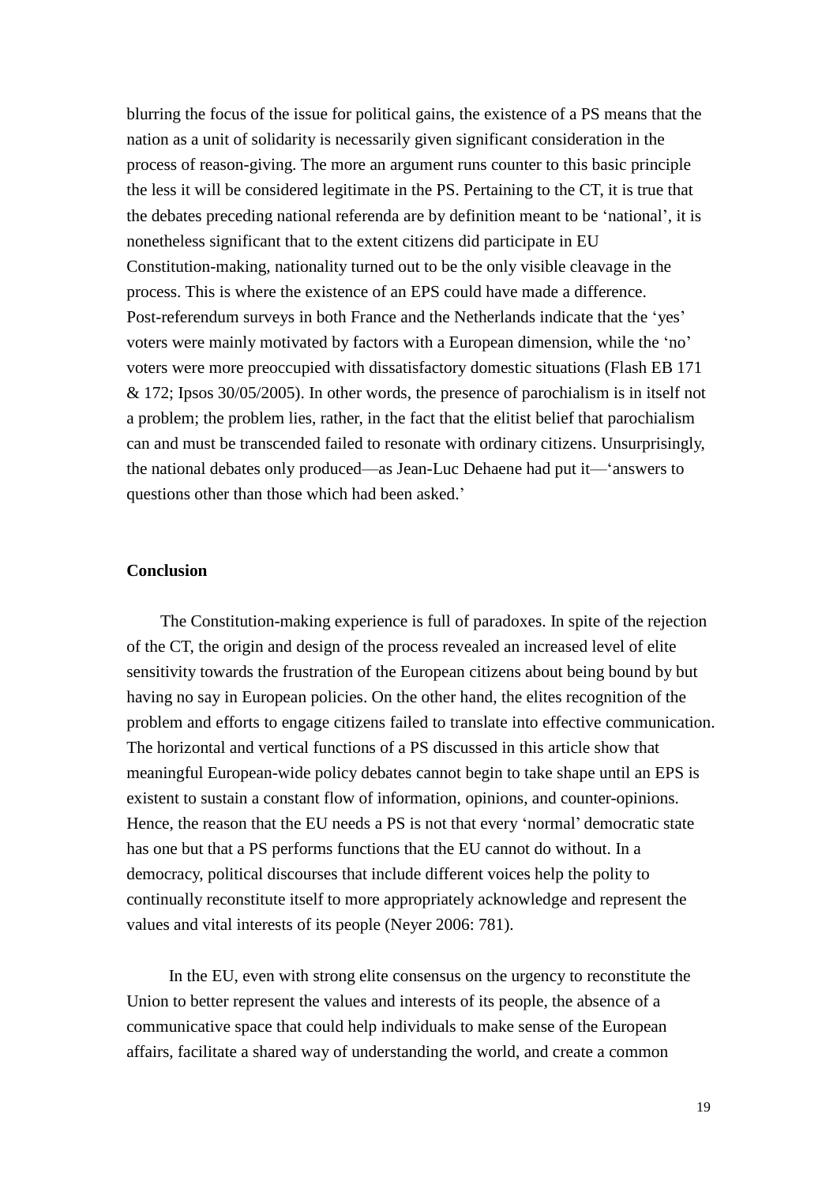blurring the focus of the issue for political gains, the existence of a PS means that the nation as a unit of solidarity is necessarily given significant consideration in the process of reason-giving. The more an argument runs counter to this basic principle the less it will be considered legitimate in the PS. Pertaining to the CT, it is true that the debates preceding national referenda are by definition meant to be 'national', it is nonetheless significant that to the extent citizens did participate in EU Constitution-making, nationality turned out to be the only visible cleavage in the process. This is where the existence of an EPS could have made a difference. Post-referendum surveys in both France and the Netherlands indicate that the 'yes' voters were mainly motivated by factors with a European dimension, while the 'no' voters were more preoccupied with dissatisfactory domestic situations (Flash EB 171 & 172; Ipsos 30/05/2005). In other words, the presence of parochialism is in itself not a problem; the problem lies, rather, in the fact that the elitist belief that parochialism can and must be transcended failed to resonate with ordinary citizens. Unsurprisingly, the national debates only produced—as Jean-Luc Dehaene had put it—'answers to questions other than those which had been asked.'

## Conclusion

The Constitution-making experience is full of paradoxes. In spite of the rejection of the CT, the origin and design of the process revealed an increased level of elite sensitivity towards the frustration of the European citizens about being bound by but having no say in European policies. On the other hand, the elites recognition of the problem and efforts to engage citizens failed to translate into effective communication. The horizontal and vertical functions of a PS discussed in this article show that meaningful European-wide policy debates cannot begin to take shape until an EPS is existent to sustain a constant flow of information, opinions, and counter-opinions. Hence, the reason that the EU needs a PS is not that every 'normal' democratic state has one but that a PS performs functions that the EU cannot do without. In a democracy, political discourses that include different voices help the polity to continually reconstitute itself to more appropriately acknowledge and represent the values and vital interests of its people (Neyer 2006: 781).

In the EU, even with strong elite consensus on the urgency to reconstitute the Union to better represent the values and interests of its people, the absence of a communicative space that could help individuals to make sense of the European affairs, facilitate a shared way of understanding the world, and create a common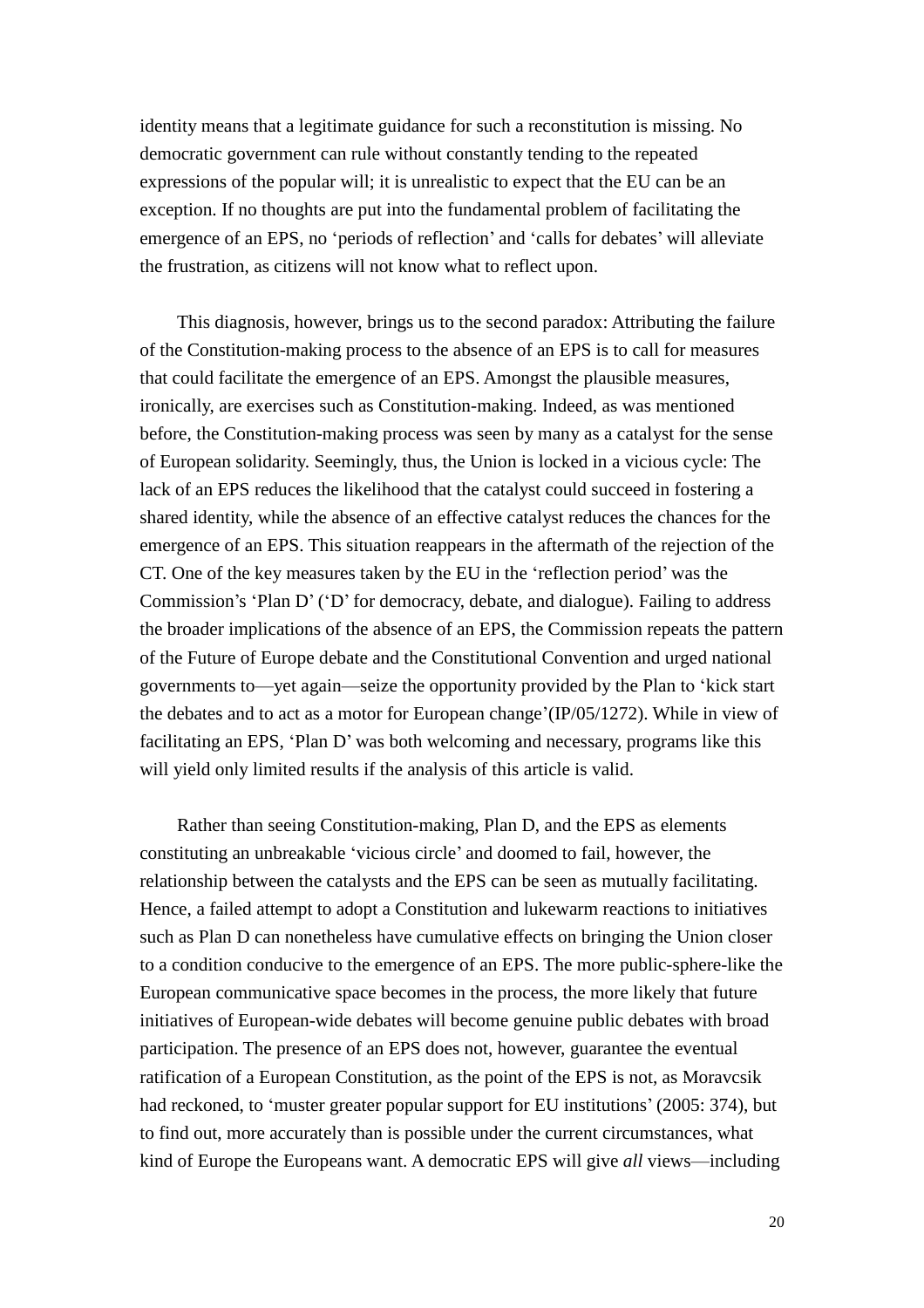identity means that a legitimate guidance for such a reconstitution is missing. No democratic government can rule without constantly tending to the repeated expressions of the popular will; it is unrealistic to expect that the EU can be an exception. If no thoughts are put into the fundamental problem of facilitating the emergence of an EPS, no 'periods of reflection' and 'calls for debates' will alleviate the frustration, as citizens will not know what to reflect upon.

This diagnosis, however, brings us to the second paradox: Attributing the failure of the Constitution-making process to the absence of an EPS is to call for measures that could facilitate the emergence of an EPS. Amongst the plausible measures, ironically, are exercises such as Constitution-making. Indeed, as was mentioned before, the Constitution-making process was seen by many as a catalyst for the sense of European solidarity. Seemingly, thus, the Union is locked in a vicious cycle: The lack of an EPS reduces the likelihood that the catalyst could succeed in fostering a shared identity, while the absence of an effective catalyst reduces the chances for the emergence of an EPS. This situation reappears in the aftermath of the rejection of the CT. One of the key measures taken by the EU in the 'reflection period' was the Commission's 'Plan D' ('D' for democracy, debate, and dialogue). Failing to address the broader implications of the absence of an EPS, the Commission repeats the pattern of the Future of Europe debate and the Constitutional Convention and urged national governments to—yet again—seize the opportunity provided by the Plan to 'kick start the debates and to act as a motor for European change'(IP/05/1272). While in view of facilitating an EPS, 'Plan D' was both welcoming and necessary, programs like this will yield only limited results if the analysis of this article is valid.

Rather than seeing Constitution-making, Plan D, and the EPS as elements constituting an unbreakable 'vicious circle' and doomed to fail, however, the relationship between the catalysts and the EPS can be seen as mutually facilitating. Hence, a failed attempt to adopt a Constitution and lukewarm reactions to initiatives such as Plan D can nonetheless have cumulative effects on bringing the Union closer to a condition conducive to the emergence of an EPS. The more public-sphere-like the European communicative space becomes in the process, the more likely that future initiatives of European-wide debates will become genuine public debates with broad participation. The presence of an EPS does not, however, guarantee the eventual ratification of a European Constitution, as the point of the EPS is not, as Moravcsik had reckoned, to 'muster greater popular support for EU institutions' (2005: 374), but to find out, more accurately than is possible under the current circumstances, what kind of Europe the Europeans want. A democratic EPS will give *all* views—including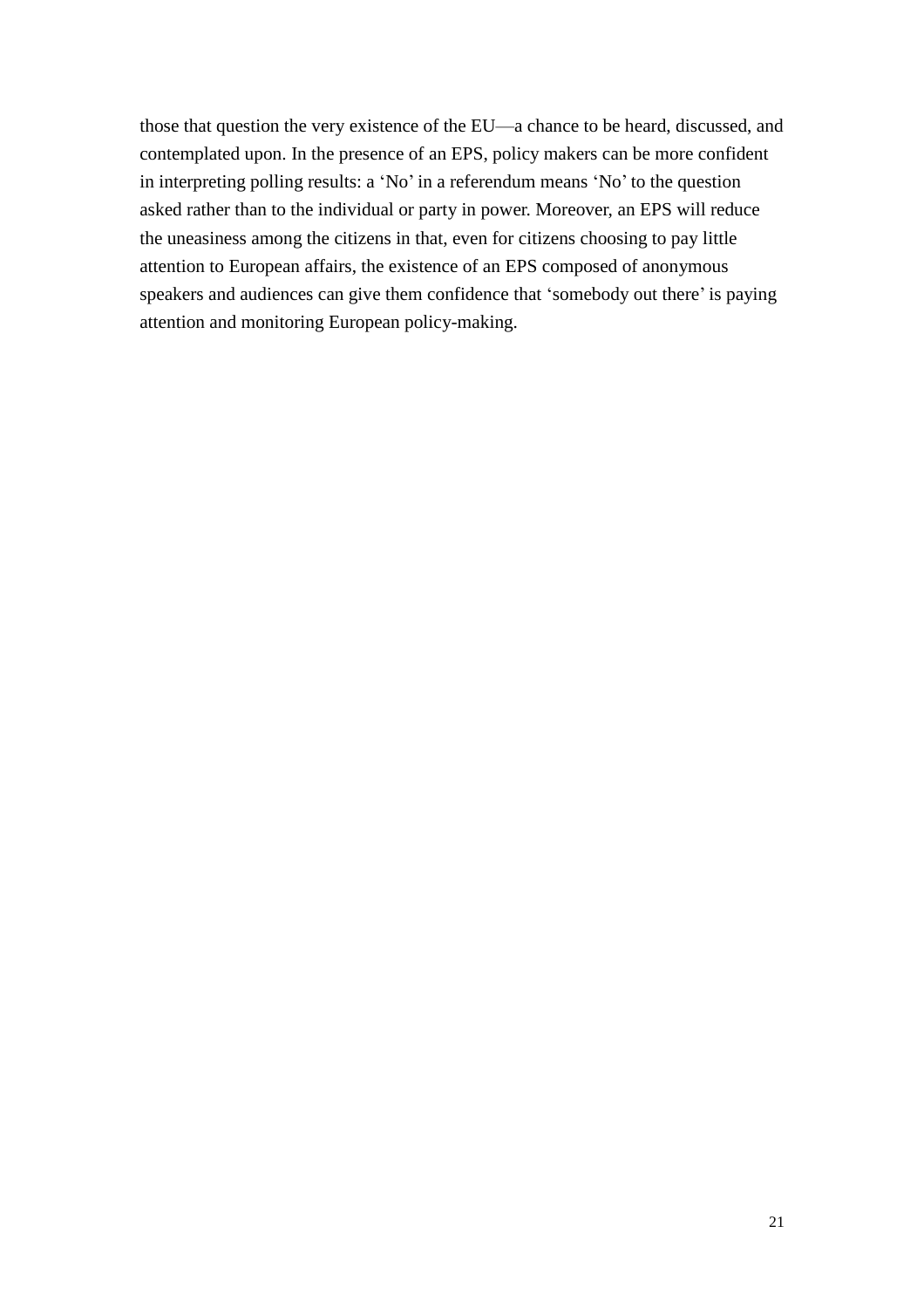those that question the very existence of the EU—a chance to be heard, discussed, and contemplated upon. In the presence of an EPS, policy makers can be more confident in interpreting polling results: a 'No' in a referendum means 'No' to the question asked rather than to the individual or party in power. Moreover, an EPS will reduce the uneasiness among the citizens in that, even for citizens choosing to pay little attention to European affairs, the existence of an EPS composed of anonymous speakers and audiences can give them confidence that 'somebody out there' is paying attention and monitoring European policy-making.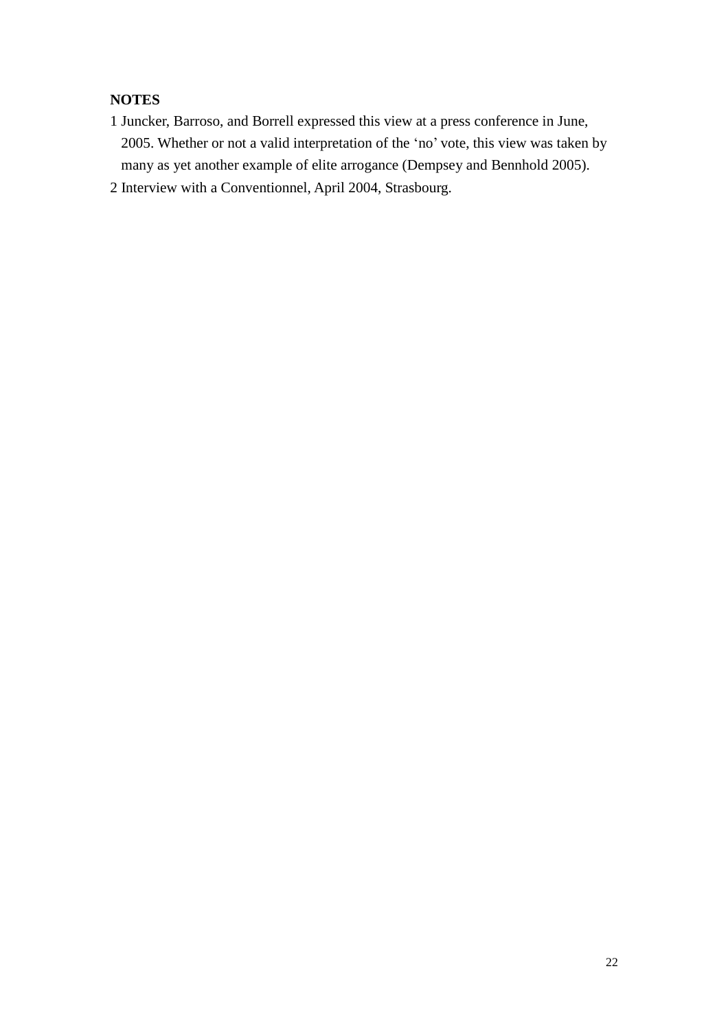**NOTES**

1 Juncker, Barroso, and Borrell expressed this view at a press conference in June, 2005. Whether or not a valid interpretation of the 'no' vote, this view was taken by many as yet another example of elite arrogance (Dempsey and Bennhold 2005).

2 Interview with a Conventionnel, April 2004, Strasbourg.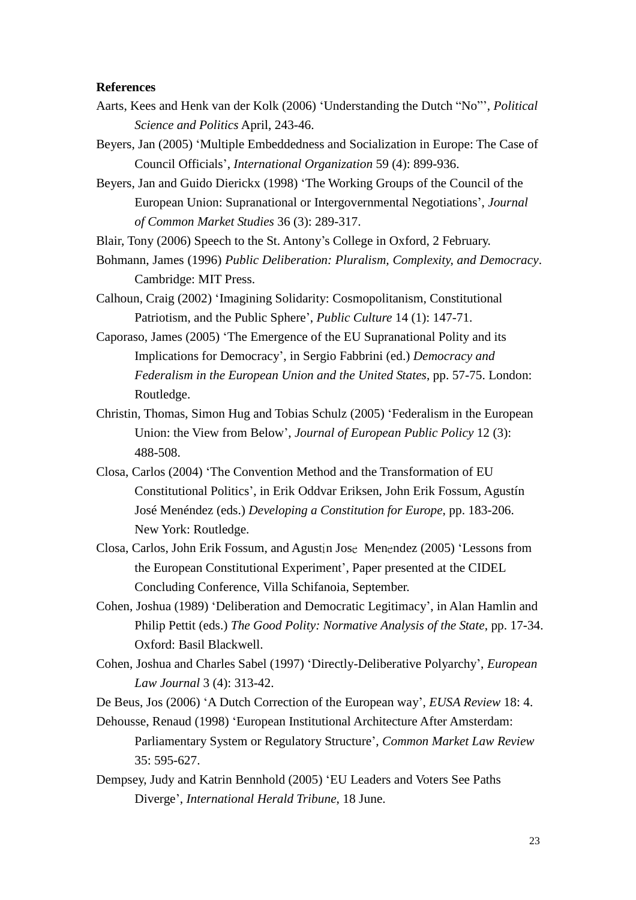**References**

Aarts, Kees and Henk van der Kolk (2006) 'Understanding the Dutch "No"', *Political Science and Politics* April, 243-46.

Beyers, Jan (2005) 'Multiple Embeddedness and Socialization in Europe: The Case of Council Officials', *International Organization* 59 (4): 899-936.

Beyers, Jan and Guido Dierickx (1998) 'The Working Groups of the Council of the European Union: Supranational or Intergovernmental Negotiations', *Journal of Common Market Studies* 36 (3): 289-317.

Blair, Tony (2006) Speech to the St. Antony's College in Oxford, 2 February.

Bohmann, James (1996) *Public Deliberation: Pluralism, Complexity, and Democracy*. Cambridge: MIT Press.

Calhoun, Craig (2002) 'Imagining Solidarity: Cosmopolitanism, Constitutional Patriotism, and the Public Sphere', *Public Culture* 14 (1): 147-71.

Caporaso, James (2005) 'The Emergence of the EU Supranational Polity and its Implications for Democracy', in Sergio Fabbrini (ed.) *Democracy and Federalism in the European Union and the United States*, pp. 57-75. London: Routledge.

Christin, Thomas, Simon Hug and Tobias Schulz (2005) 'Federalism in the European Union: the View from Below', *Journal of European Public Policy* 12 (3): 488-508.

Closa, Carlos (2004) 'The Convention Method and the Transformation of EU Constitutional Politics', in Erik Oddvar Eriksen, John Erik Fossum, Agustín José Menéndez (eds.) *Developing a Constitution for Europe*, pp. 183-206. New York: Routledge.

Closa, Carlos, John Erik Fossum, and Agustin Jose Menendez (2005) 'Lessons from the European Constitutional Experiment', Paper presented at the CIDEL Concluding Conference, Villa Schifanoia, September.

Cohen, Joshua (1989) 'Deliberation and Democratic Legitimacy', in Alan Hamlin and Philip Pettit (eds.) *The Good Polity: Normative Analysis of the State*, pp. 17-34. Oxford: Basil Blackwell.

Cohen, Joshua and Charles Sabel (1997) 'Directly-Deliberative Polyarchy', *European Law Journal* 3 (4): 313-42.

De Beus, Jos (2006) 'A Dutch Correction of the European way', *EUSA Review* 18: 4.

Dehousse, Renaud (1998) 'European Institutional Architecture After Amsterdam: Parliamentary System or Regulatory Structure', *Common Market Law Review* 35: 595-627.

Dempsey, Judy and Katrin Bennhold (2005) 'EU Leaders and Voters See Paths Diverge', *International Herald Tribune*, 18 June.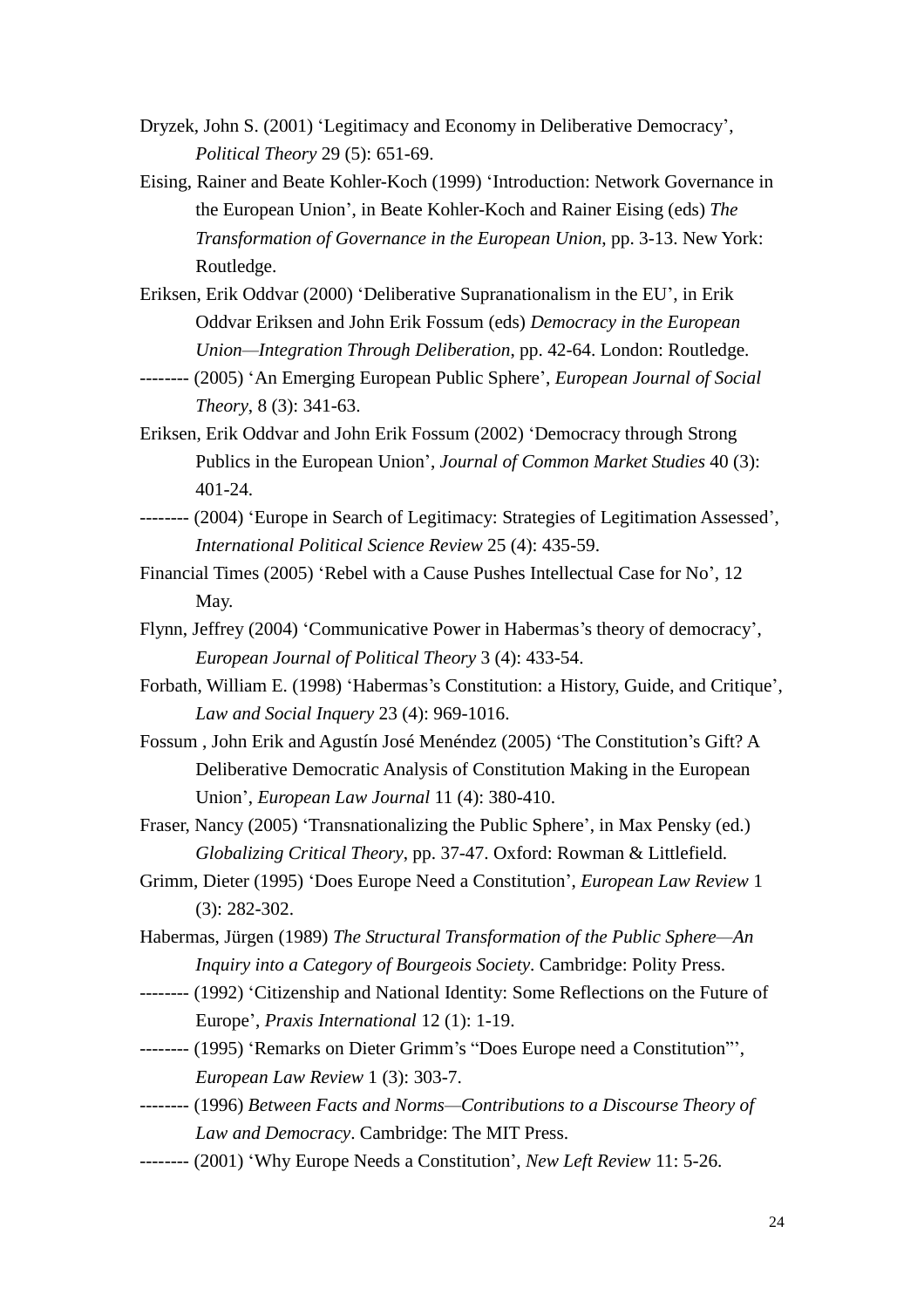Dryzek, John S. (2001) 'Legitimacy and Economy in Deliberative Democracy', *Political Theory* 29 (5): 651-69.

Eising, Rainer and Beate Kohler-Koch (1999) 'Introduction: Network Governance in the European Union', in Beate Kohler-Koch and Rainer Eising (eds) *The Transformation of Governance in the European Union*, pp. 3-13. New York: Routledge.

Eriksen, Erik Oddvar (2000) 'Deliberative Supranationalism in the EU', in Erik Oddvar Eriksen and John Erik Fossum (eds) *Democracy in the European Union—Integration Through Deliberation*, pp. 42-64. London: Routledge.

-------- (2005) 'An Emerging European Public Sphere', *European Journal of Social Theory*, 8 (3): 341-63.

Eriksen, Erik Oddvar and John Erik Fossum (2002) 'Democracy through Strong Publics in the European Union', *Journal of Common Market Studies* 40 (3): 401-24.

-------- (2004) 'Europe in Search of Legitimacy: Strategies of Legitimation Assessed', *International Political Science Review* 25 (4): 435-59.

Financial Times (2005) 'Rebel with a Cause Pushes Intellectual Case for No', 12 May.

Flynn, Jeffrey (2004) 'Communicative Power in Habermas's theory of democracy', *European Journal of Political Theory* 3 (4): 433-54.

Forbath, William E. (1998) 'Habermas's Constitution: a History, Guide, and Critique', *Law and Social Inquery* 23 (4): 969-1016.

Fossum , John Erik and Agustín José Menéndez (2005) 'The Constitution's Gift? A Deliberative Democratic Analysis of Constitution Making in the European Union', *European Law Journal* 11 (4): 380-410.

Fraser, Nancy (2005) 'Transnationalizing the Public Sphere', in Max Pensky (ed.) *Globalizing Critical Theory*, pp. 37-47. Oxford: Rowman & Littlefield.

Grimm, Dieter (1995) 'Does Europe Need a Constitution', *European Law Review* 1 (3): 282-302.

Habermas, Jürgen (1989) *The Structural Transformation of the Public Sphere—An Inquiry into a Category of Bourgeois Society*. Cambridge: Polity Press.

-------- (1992) 'Citizenship and National Identity: Some Reflections on the Future of Europe', *Praxis International* 12 (1): 1-19.

-------- (1995) 'Remarks on Dieter Grimm's "Does Europe need a Constitution"', *European Law Review* 1 (3): 303-7.

-------- (1996) *Between Facts and Norms—Contributions to a Discourse Theory of Law and Democracy*. Cambridge: The MIT Press.

-------- (2001) 'Why Europe Needs a Constitution', *New Left Review* 11: 5-26.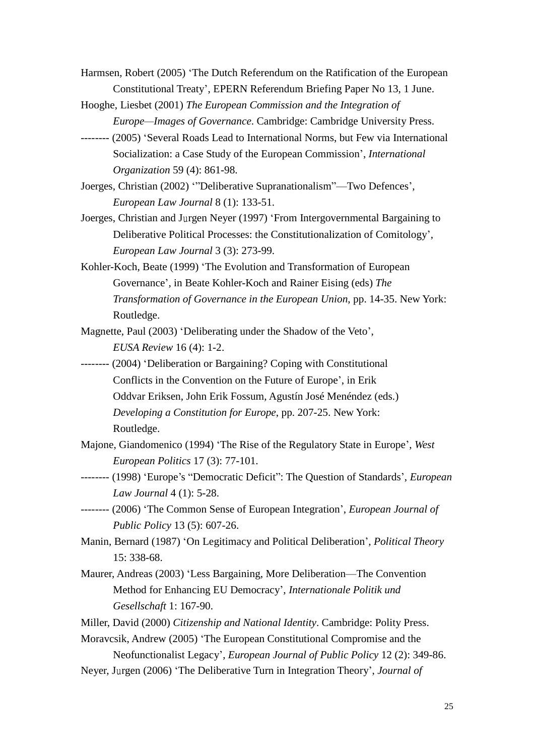Harmsen, Robert (2005) ‘The Dutch Referendum on the Ratification of the European Constitutional Treaty’, EPERN Referendum Briefing Paper No 13, 1 June.

Hooghe, Liesbet (2001) *The European Commission and the Integration of Europe—Images of Governance*. Cambridge: Cambridge University Press.

-------- (2005) ‘Several Roads Lead to International Norms, but Few via International Socialization: a Case Study of the European Commission’, *International Organization* 59 (4): 861-98.

Joerges, Christian (2002) ‘”Deliberative Supranationalism”—Two Defences’, *European Law Journal* 8 (1): 133-51.

Joerges, Christian and Jμrgen Neyer (1997) ‘From Intergovernmental Bargaining to Deliberative Political Processes: the Constitutionalization of Comitology’, *European Law Journal* 3 (3): 273-99.

Kohler-Koch, Beate (1999) ‘The Evolution and Transformation of European Governance’, in Beate Kohler-Koch and Rainer Eising (eds) *The Transformation of Governance in the European Union*, pp. 14-35. New York: Routledge.

Magnette, Paul (2003) ‘Deliberating under the Shadow of the Veto’, *EUSA Review* 16 (4): 1-2.

-------- (2004) ‘Deliberation or Bargaining? Coping with Constitutional Conflicts in the Convention on the Future of Europe’, in Erik Oddvar Eriksen, John Erik Fossum, Agustín José Menéndez (eds.) *Developing a Constitution for Europe*, pp. 207-25. New York: Routledge.

Majone, Giandomenico (1994) ‘The Rise of the Regulatory State in Europe’, *West European Politics* 17 (3): 77-101.

-------- (1998) ‘Europe’s “Democratic Deficit”: The Question of Standards’, *European Law Journal* 4 (1): 5-28.

-------- (2006) ‘The Common Sense of European Integration’, *European Journal of Public Policy* 13 (5): 607-26.

Manin, Bernard (1987) ‘On Legitimacy and Political Deliberation’, *Political Theory* 15: 338-68.

Maurer, Andreas (2003) ‘Less Bargaining, More Deliberation—The Convention Method for Enhancing EU Democracy’, *Internationale Politik und Gesellschaft* 1: 167-90.

Miller, David (2000) *Citizenship and National Identity*. Cambridge: Polity Press.

Moravcsik, Andrew (2005) ‘The European Constitutional Compromise and the Neofunctionalist Legacy’, *European Journal of Public Policy* 12 (2): 349-86.

Neyer, Jμrgen (2006) ‘The Deliberative Turn in Integration Theory’, *Journal of*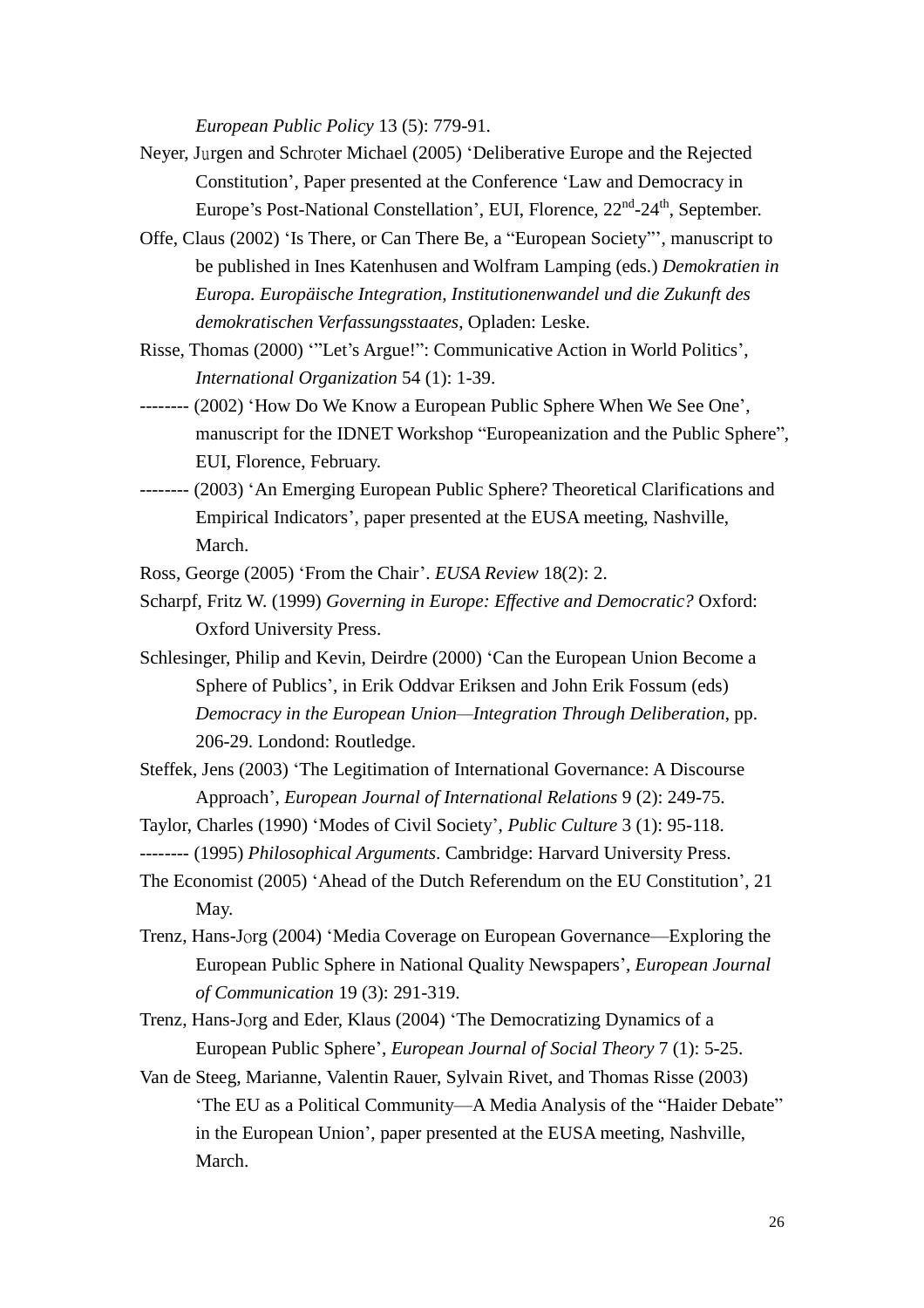*European Public Policy* 13 (5): 779-91.

Neyer, Jurgen and Schroter Michael (2005) 'Deliberative Europe and the Rejected Constitution', Paper presented at the Conference 'Law and Democracy in Europe's Post-National Constellation', EUI, Florence, 22nd-24th, September.

Offe, Claus (2002) 'Is There, or Can There Be, a "European Society"', manuscript to be published in Ines Katenhusen and Wolfram Lamping (eds.) *Demokratien in Europa. Europäische Integration, Institutionenwandel und die Zukunft des demokratischen Verfassungsstaates*, Opladen: Leske.

Risse, Thomas (2000) '"Let's Argue!": Communicative Action in World Politics', *International Organization* 54 (1): 1-39.

-------- (2002) 'How Do We Know a European Public Sphere When We See One', manuscript for the IDNET Workshop "Europeanization and the Public Sphere", EUI, Florence, February.

-------- (2003) 'An Emerging European Public Sphere? Theoretical Clarifications and Empirical Indicators', paper presented at the EUSA meeting, Nashville, March.

Ross, George (2005) 'From the Chair'. *EUSA Review* 18(2): 2.

Scharpf, Fritz W. (1999) *Governing in Europe: Effective and Democratic?* Oxford: Oxford University Press.

Schlesinger, Philip and Kevin, Deirdre (2000) 'Can the European Union Become a Sphere of Publics', in Erik Oddvar Eriksen and John Erik Fossum (eds) *Democracy in the European Union—Integration Through Deliberation*, pp. 206-29. Londond: Routledge.

Steffek, Jens (2003) 'The Legitimation of International Governance: A Discourse Approach', *European Journal of International Relations* 9 (2): 249-75.

Taylor, Charles (1990) 'Modes of Civil Society', *Public Culture* 3 (1): 95-118.

-------- (1995) *Philosophical Arguments*. Cambridge: Harvard University Press.

The Economist (2005) 'Ahead of the Dutch Referendum on the EU Constitution', 21 May.

Trenz, Hans-Jorg (2004) 'Media Coverage on European Governance—Exploring the European Public Sphere in National Quality Newspapers', *European Journal of Communication* 19 (3): 291-319.

Trenz, Hans-Jorg and Eder, Klaus (2004) 'The Democratizing Dynamics of a European Public Sphere', *European Journal of Social Theory* 7 (1): 5-25.

Van de Steeg, Marianne, Valentin Rauer, Sylvain Rivet, and Thomas Risse (2003) 'The EU as a Political Community—A Media Analysis of the "Haider Debate" in the European Union', paper presented at the EUSA meeting, Nashville, March.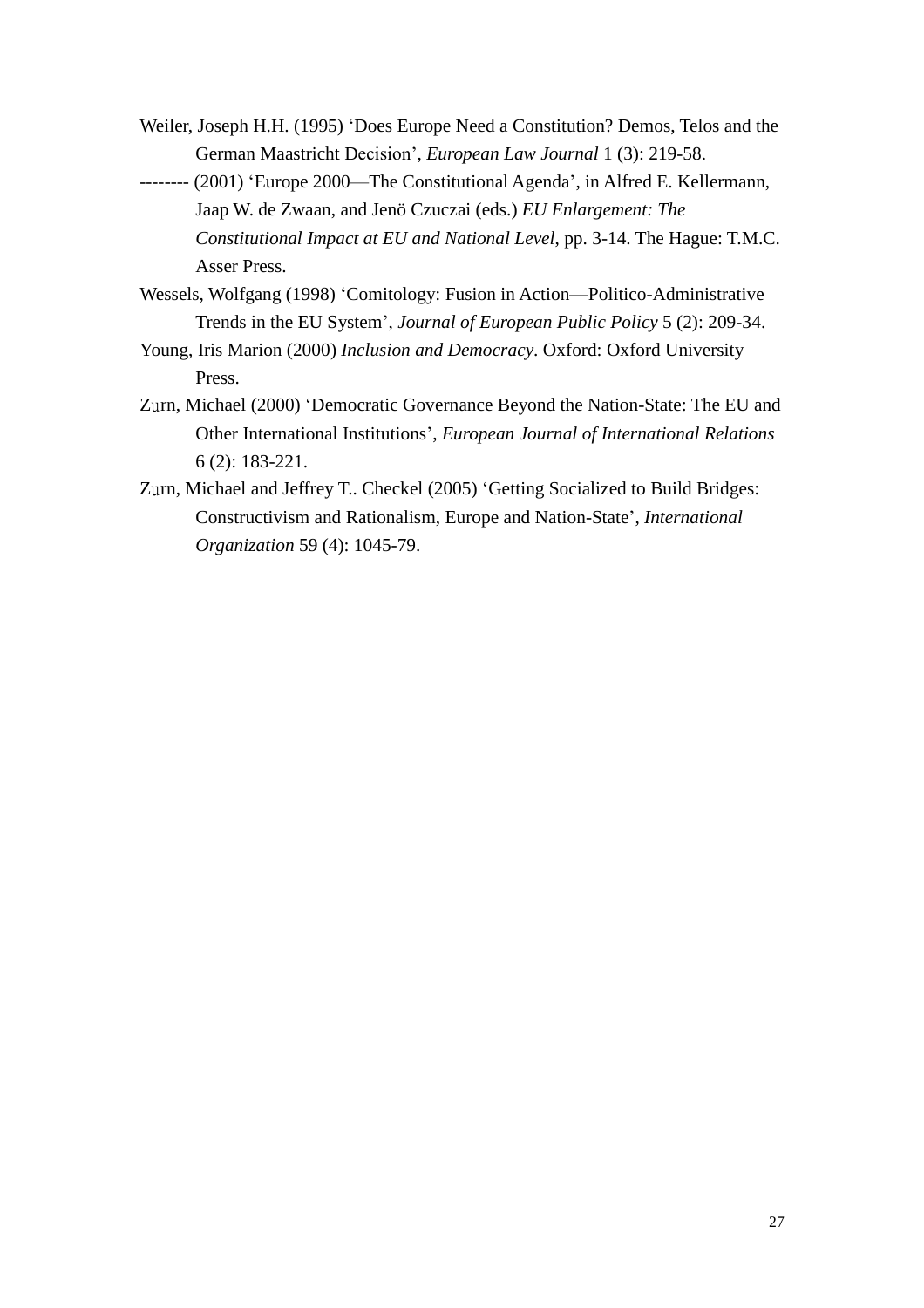Weiler, Joseph H.H. (1995) ‘Does Europe Need a Constitution? Demos, Telos and the German Maastricht Decision’, *European Law Journal* 1 (3): 219-58.

-------- (2001) ‘Europe 2000—The Constitutional Agenda’, in Alfred E. Kellermann, Jaap W. de Zwaan, and Jenö Czuczai (eds.) *EU Enlargement: The Constitutional Impact at EU and National Level*, pp. 3-14. The Hague: T.M.C. Asser Press.

Wessels, Wolfgang (1998) ‘Comitology: Fusion in Action—Politico-Administrative Trends in the EU System’, *Journal of European Public Policy* 5 (2): 209-34.

Young, Iris Marion (2000) *Inclusion and Democracy*. Oxford: Oxford University Press.

Zurn, Michael (2000) ‘Democratic Governance Beyond the Nation-State: The EU and Other International Institutions’, *European Journal of International Relations* 6 (2): 183-221.

Zurn, Michael and Jeffrey T.. Checkel (2005) ‘Getting Socialized to Build Bridges: Constructivism and Rationalism, Europe and Nation-State’, *International Organization* 59 (4): 1045-79.